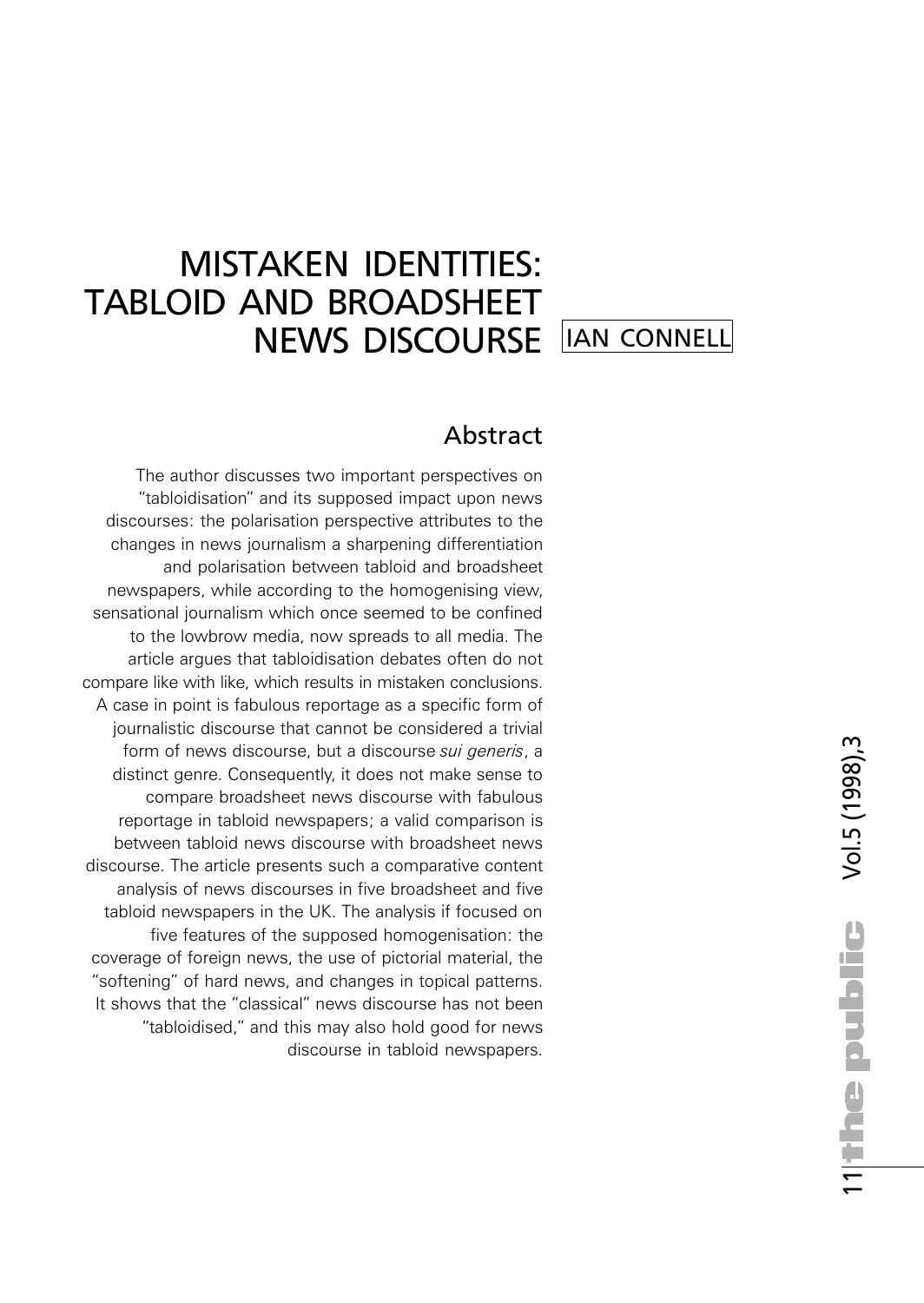# MISTAKEN IDENTITIES: TABLOID AND BROADSHEET NEWS DISCOURSE

IAN CONNELL

## Abstract

The author discusses two important perspectives on "tabloidisation" and its supposed impact upon news discourses: the polarisation perspective attributes to the changes in news journalism a sharpening differentiation and polarisation between tabloid and broadsheet newspapers, while according to the homogenising view, sensational journalism which once seemed to be confined to the lowbrow media, now spreads to all media. The article argues that tabloidisation debates often do not compare like with like, which results in mistaken conclusions. A case in point is fabulous reportage as a specific form of journalistic discourse that cannot be considered a trivial form of news discourse, but a discourse *sui generis*, a distinct genre. Consequently, it does not make sense to compare broadsheet news discourse with fabulous reportage in tabloid newspapers; a valid comparison is between tabloid news discourse with broadsheet news discourse. The article presents such a comparative content analysis of news discourses in five broadsheet and five tabloid newspapers in the UK. The analysis if focused on five features of the supposed homogenisation: the coverage of foreign news, the use of pictorial material, the "softening" of hard news, and changes in topical patterns. It shows that the "classical" news discourse has not been "tabloidised," and this may also hold good for news discourse in tabloid newspapers.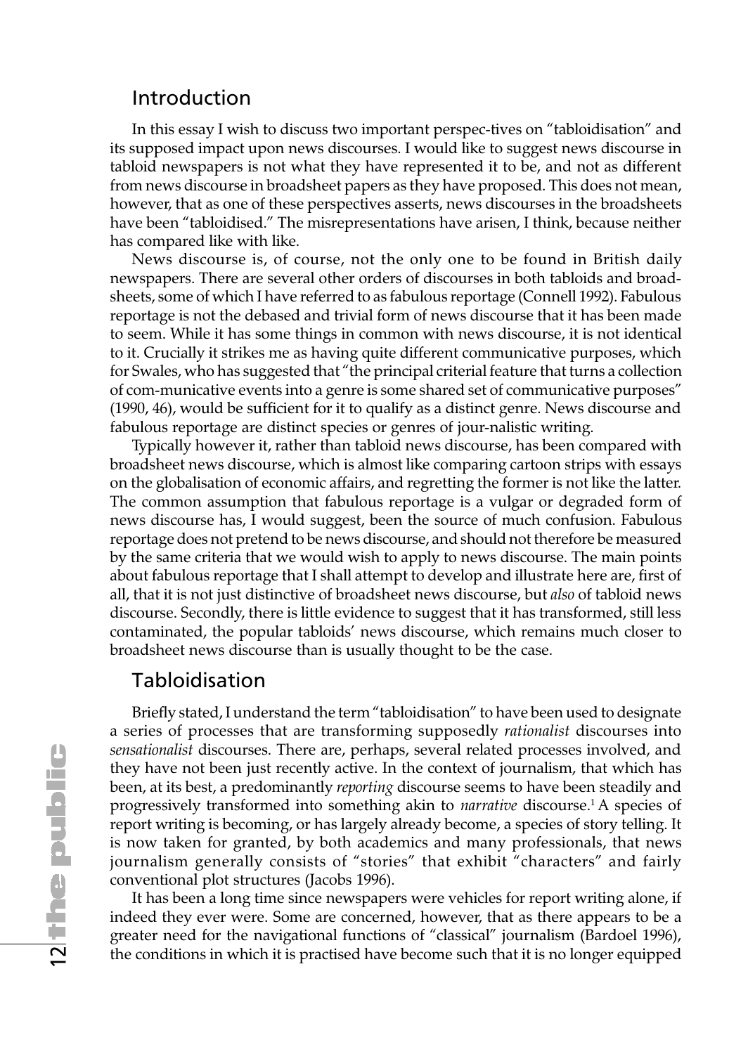## Introduction

In this essay I wish to discuss two important perspec-tives on "tabloidisation" and its supposed impact upon news discourses. I would like to suggest news discourse in tabloid newspapers is not what they have represented it to be, and not as different from news discourse in broadsheet papers as they have proposed. This does not mean, however, that as one of these perspectives asserts, news discourses in the broadsheets have been "tabloidised." The misrepresentations have arisen, I think, because neither has compared like with like.

News discourse is, of course, not the only one to be found in British daily newspapers. There are several other orders of discourses in both tabloids and broadsheets, some of which I have referred to as fabulous reportage (Connell 1992). Fabulous reportage is not the debased and trivial form of news discourse that it has been made to seem. While it has some things in common with news discourse, it is not identical to it. Crucially it strikes me as having quite different communicative purposes, which for Swales, who has suggested that "the principal criterial feature that turns a collection of com-municative events into a genre is some shared set of communicative purposes" (1990, 46), would be sufficient for it to qualify as a distinct genre. News discourse and fabulous reportage are distinct species or genres of jour-nalistic writing.

Typically however it, rather than tabloid news discourse, has been compared with broadsheet news discourse, which is almost like comparing cartoon strips with essays on the globalisation of economic affairs, and regretting the former is not like the latter. The common assumption that fabulous reportage is a vulgar or degraded form of news discourse has, I would suggest, been the source of much confusion. Fabulous reportage does not pretend to be news discourse, and should not therefore be measured by the same criteria that we would wish to apply to news discourse. The main points about fabulous reportage that I shall attempt to develop and illustrate here are, first of all, that it is not just distinctive of broadsheet news discourse, but *also* of tabloid news discourse. Secondly, there is little evidence to suggest that it has transformed, still less contaminated, the popular tabloids' news discourse, which remains much closer to broadsheet news discourse than is usually thought to be the case.

## Tabloidisation

Briefly stated, I understand the term "tabloidisation" to have been used to designate a series of processes that are transforming supposedly *rationalist* discourses into *sensationalist* discourses. There are, perhaps, several related processes involved, and they have not been just recently active. In the context of journalism, that which has been, at its best, a predominantly *reporting* discourse seems to have been steadily and progressively transformed into something akin to *narrative* discourse.[1] A species of report writing is becoming, or has largely already become, a species of story telling. It is now taken for granted, by both academics and many professionals, that news journalism generally consists of "stories" that exhibit "characters" and fairly conventional plot structures (Jacobs 1996).

It has been a long time since newspapers were vehicles for report writing alone, if indeed they ever were. Some are concerned, however, that as there appears to be a greater need for the navigational functions of "classical" journalism (Bardoel 1996), the conditions in which it is practised have become such that it is no longer equipped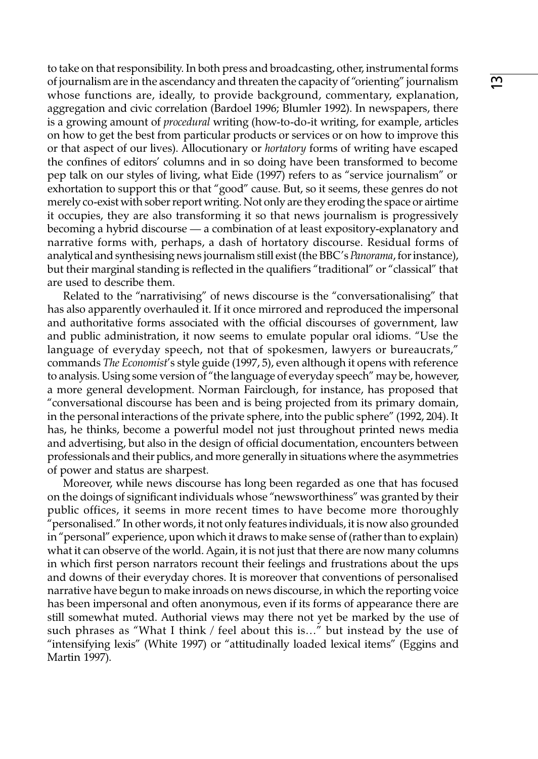to take on that responsibility. In both press and broadcasting, other, instrumental forms of journalism are in the ascendancy and threaten the capacity of "orienting" journalism whose functions are, ideally, to provide background, commentary, explanation, aggregation and civic correlation (Bardoel 1996; Blumler 1992). In newspapers, there is a growing amount of *procedural* writing (how-to-do-it writing, for example, articles on how to get the best from particular products or services or on how to improve this or that aspect of our lives). Allocutionary or *hortatory* forms of writing have escaped the confines of editors' columns and in so doing have been transformed to become pep talk on our styles of living, what Eide (1997) refers to as "service journalism" or exhortation to support this or that "good" cause. But, so it seems, these genres do not merely co-exist with sober report writing. Not only are they eroding the space or airtime it occupies, they are also transforming it so that news journalism is progressively becoming a hybrid discourse — a combination of at least expository-explanatory and narrative forms with, perhaps, a dash of hortatory discourse. Residual forms of analytical and synthesising news journalism still exist (the BBC's *Panorama*, for instance), but their marginal standing is reflected in the qualifiers "traditional" or "classical" that are used to describe them.

Related to the "narrativising" of news discourse is the "conversationalising" that has also apparently overhauled it. If it once mirrored and reproduced the impersonal and authoritative forms associated with the official discourses of government, law and public administration, it now seems to emulate popular oral idioms. "Use the language of everyday speech, not that of spokesmen, lawyers or bureaucrats," commands *The Economist*'s style guide (1997, 5), even although it opens with reference to analysis. Using some version of "the language of everyday speech" may be, however, a more general development. Norman Fairclough, for instance, has proposed that "conversational discourse has been and is being projected from its primary domain, in the personal interactions of the private sphere, into the public sphere" (1992, 204). It has, he thinks, become a powerful model not just throughout printed news media and advertising, but also in the design of official documentation, encounters between professionals and their publics, and more generally in situations where the asymmetries of power and status are sharpest.

Moreover, while news discourse has long been regarded as one that has focused on the doings of significant individuals whose "newsworthiness" was granted by their public offices, it seems in more recent times to have become more thoroughly "personalised." In other words, it not only features individuals, it is now also grounded in "personal" experience, upon which it draws to make sense of (rather than to explain) what it can observe of the world. Again, it is not just that there are now many columns in which first person narrators recount their feelings and frustrations about the ups and downs of their everyday chores. It is moreover that conventions of personalised narrative have begun to make inroads on news discourse, in which the reporting voice has been impersonal and often anonymous, even if its forms of appearance there are still somewhat muted. Authorial views may there not yet be marked by the use of such phrases as "What I think / feel about this is…" but instead by the use of "intensifying lexis" (White 1997) or "attitudinally loaded lexical items" (Eggins and Martin 1997).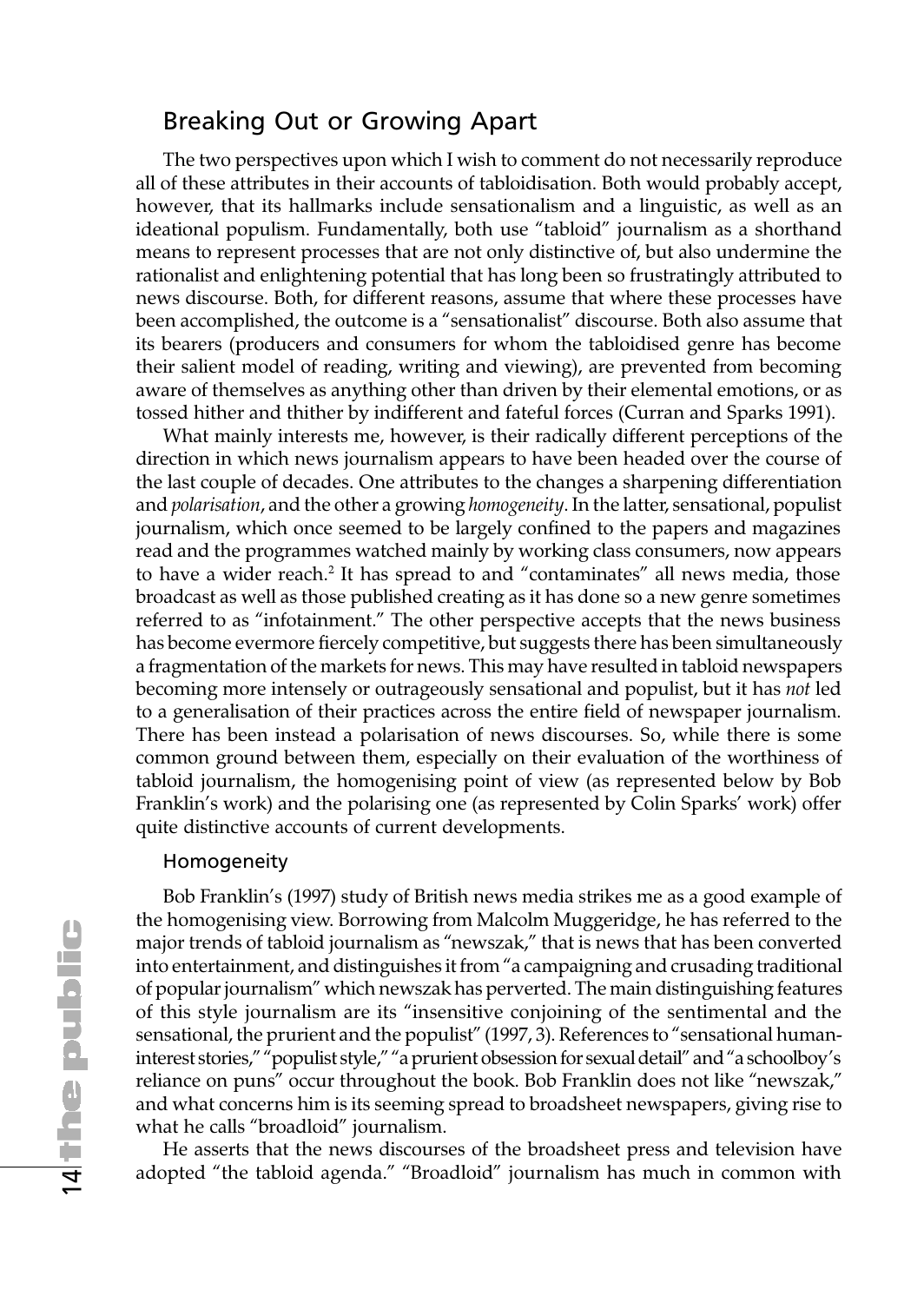## Breaking Out or Growing Apart

The two perspectives upon which I wish to comment do not necessarily reproduce all of these attributes in their accounts of tabloidisation. Both would probably accept, however, that its hallmarks include sensationalism and a linguistic, as well as an ideational populism. Fundamentally, both use "tabloid" journalism as a shorthand means to represent processes that are not only distinctive of, but also undermine the rationalist and enlightening potential that has long been so frustratingly attributed to news discourse. Both, for different reasons, assume that where these processes have been accomplished, the outcome is a "sensationalist" discourse. Both also assume that its bearers (producers and consumers for whom the tabloidised genre has become their salient model of reading, writing and viewing), are prevented from becoming aware of themselves as anything other than driven by their elemental emotions, or as tossed hither and thither by indifferent and fateful forces (Curran and Sparks 1991).

What mainly interests me, however, is their radically different perceptions of the direction in which news journalism appears to have been headed over the course of the last couple of decades. One attributes to the changes a sharpening differentiation and *polarisation*, and the other a growing *homogeneity*. In the latter, sensational, populist journalism, which once seemed to be largely confined to the papers and magazines read and the programmes watched mainly by working class consumers, now appears to have a wider reach.[2] It has spread to and "contaminates" all news media, those broadcast as well as those published creating as it has done so a new genre sometimes referred to as "infotainment." The other perspective accepts that the news business has become evermore fiercely competitive, but suggests there has been simultaneously a fragmentation of the markets for news. This may have resulted in tabloid newspapers becoming more intensely or outrageously sensational and populist, but it has *not* led to a generalisation of their practices across the entire field of newspaper journalism. There has been instead a polarisation of news discourses. So, while there is some common ground between them, especially on their evaluation of the worthiness of tabloid journalism, the homogenising point of view (as represented below by Bob Franklin's work) and the polarising one (as represented by Colin Sparks' work) offer quite distinctive accounts of current developments.

### Homogeneity

Bob Franklin's (1997) study of British news media strikes me as a good example of the homogenising view. Borrowing from Malcolm Muggeridge, he has referred to the major trends of tabloid journalism as "newszak," that is news that has been converted into entertainment, and distinguishes it from "a campaigning and crusading traditional of popular journalism" which newszak has perverted. The main distinguishing features of this style journalism are its "insensitive conjoining of the sentimental and the sensational, the prurient and the populist" (1997, 3). References to "sensational human-interest stories," "populist style," "a prurient obsession for sexual detail" and "a schoolboy's reliance on puns" occur throughout the book. Bob Franklin does not like "newszak," and what concerns him is its seeming spread to broadsheet newspapers, giving rise to what he calls "broadloid" journalism.

He asserts that the news discourses of the broadsheet press and television have adopted "the tabloid agenda." "Broadloid" journalism has much in common with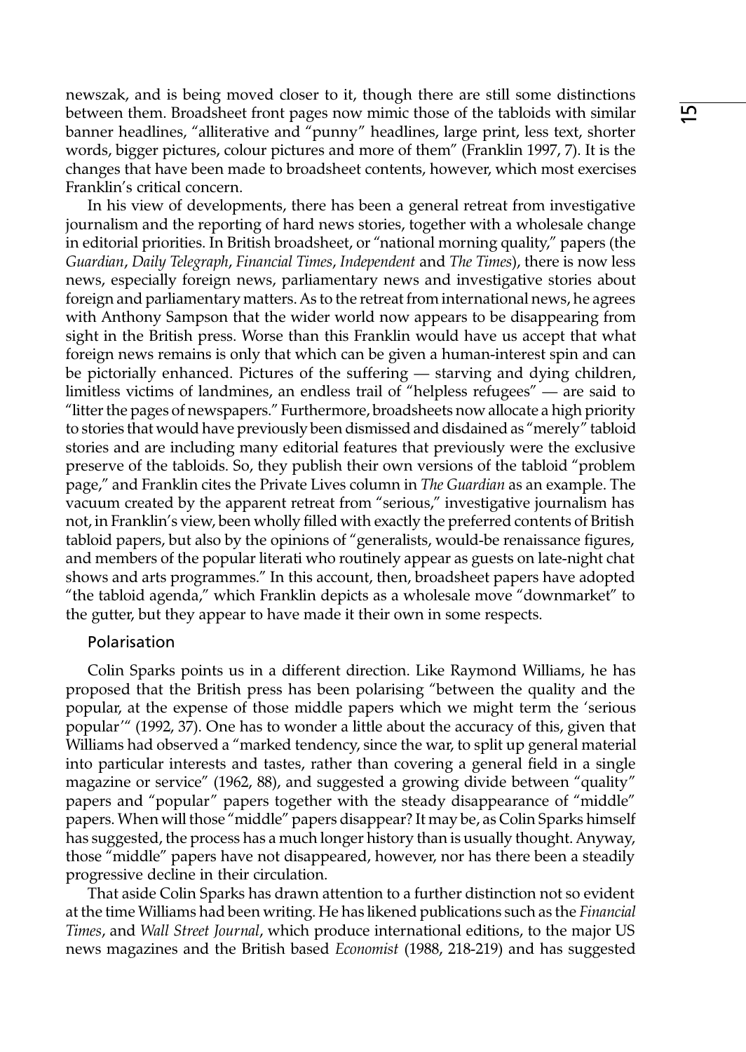newszak, and is being moved closer to it, though there are still some distinctions between them. Broadsheet front pages now mimic those of the tabloids with similar banner headlines, "alliterative and "punny" headlines, large print, less text, shorter words, bigger pictures, colour pictures and more of them" (Franklin 1997, 7). It is the changes that have been made to broadsheet contents, however, which most exercises Franklin's critical concern.

In his view of developments, there has been a general retreat from investigative journalism and the reporting of hard news stories, together with a wholesale change in editorial priorities. In British broadsheet, or "national morning quality," papers (the *Guardian*, *Daily Telegraph*, *Financial Times*, *Independent* and *The Times*), there is now less news, especially foreign news, parliamentary news and investigative stories about foreign and parliamentary matters. As to the retreat from international news, he agrees with Anthony Sampson that the wider world now appears to be disappearing from sight in the British press. Worse than this Franklin would have us accept that what foreign news remains is only that which can be given a human-interest spin and can be pictorially enhanced. Pictures of the suffering — starving and dying children, limitless victims of landmines, an endless trail of "helpless refugees" — are said to "litter the pages of newspapers." Furthermore, broadsheets now allocate a high priority to stories that would have previously been dismissed and disdained as "merely" tabloid stories and are including many editorial features that previously were the exclusive preserve of the tabloids. So, they publish their own versions of the tabloid "problem page," and Franklin cites the Private Lives column in *The Guardian* as an example. The vacuum created by the apparent retreat from "serious," investigative journalism has not, in Franklin's view, been wholly filled with exactly the preferred contents of British tabloid papers, but also by the opinions of "generalists, would-be renaissance figures, and members of the popular literati who routinely appear as guests on late-night chat shows and arts programmes." In this account, then, broadsheet papers have adopted "the tabloid agenda," which Franklin depicts as a wholesale move "downmarket" to the gutter, but they appear to have made it their own in some respects.

## Polarisation

Colin Sparks points us in a different direction. Like Raymond Williams, he has proposed that the British press has been polarising "between the quality and the popular, at the expense of those middle papers which we might term the 'serious popular'" (1992, 37). One has to wonder a little about the accuracy of this, given that Williams had observed a "marked tendency, since the war, to split up general material into particular interests and tastes, rather than covering a general field in a single magazine or service" (1962, 88), and suggested a growing divide between "quality" papers and "popular" papers together with the steady disappearance of "middle" papers. When will those "middle" papers disappear? It may be, as Colin Sparks himself has suggested, the process has a much longer history than is usually thought. Anyway, those "middle" papers have not disappeared, however, nor has there been a steadily progressive decline in their circulation.

That aside Colin Sparks has drawn attention to a further distinction not so evident at the time Williams had been writing. He has likened publications such as the *Financial Times*, and *Wall Street Journal*, which produce international editions, to the major US news magazines and the British based *Economist* (1988, 218-219) and has suggested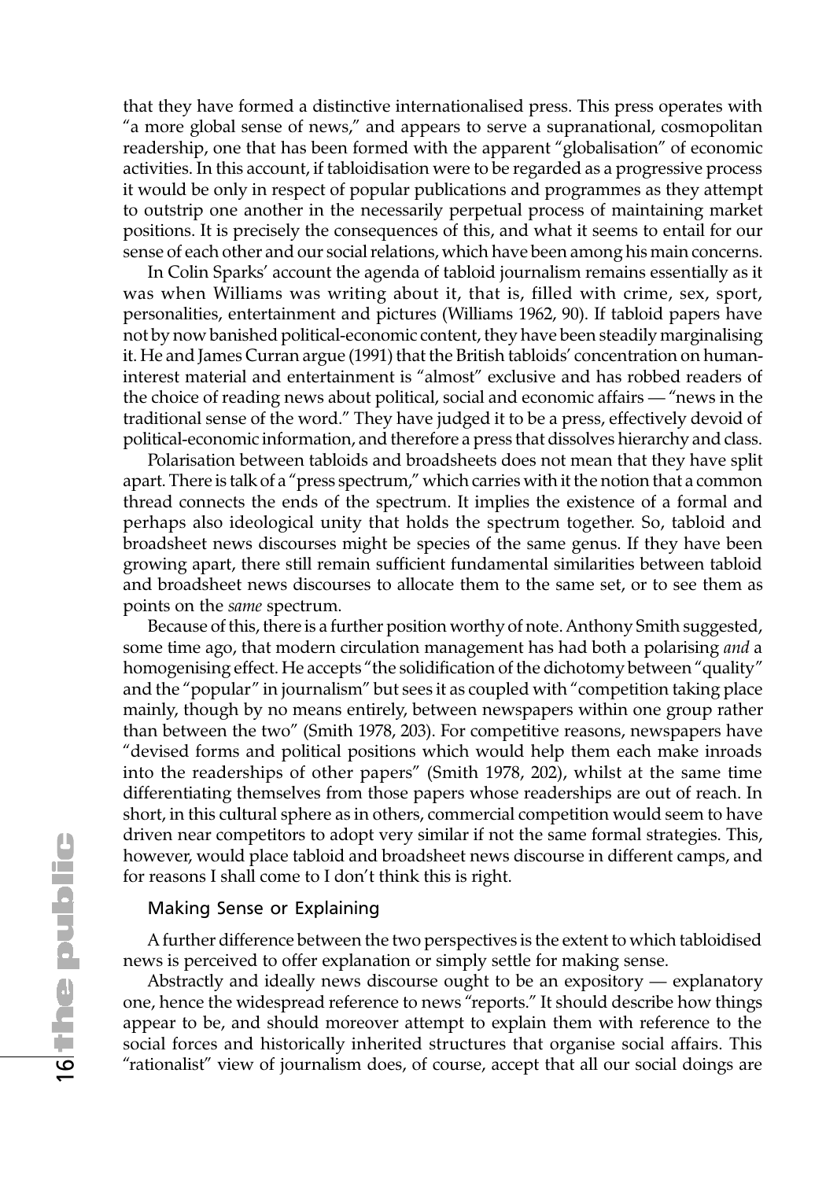that they have formed a distinctive internationalised press. This press operates with "a more global sense of news," and appears to serve a supranational, cosmopolitan readership, one that has been formed with the apparent "globalisation" of economic activities. In this account, if tabloidisation were to be regarded as a progressive process it would be only in respect of popular publications and programmes as they attempt to outstrip one another in the necessarily perpetual process of maintaining market positions. It is precisely the consequences of this, and what it seems to entail for our sense of each other and our social relations, which have been among his main concerns.

In Colin Sparks' account the agenda of tabloid journalism remains essentially as it was when Williams was writing about it, that is, filled with crime, sex, sport, personalities, entertainment and pictures (Williams 1962, 90). If tabloid papers have not by now banished political-economic content, they have been steadily marginalising it. He and James Curran argue (1991) that the British tabloids' concentration on human-interest material and entertainment is "almost" exclusive and has robbed readers of the choice of reading news about political, social and economic affairs — "news in the traditional sense of the word." They have judged it to be a press, effectively devoid of political-economic information, and therefore a press that dissolves hierarchy and class.

Polarisation between tabloids and broadsheets does not mean that they have split apart. There is talk of a "press spectrum," which carries with it the notion that a common thread connects the ends of the spectrum. It implies the existence of a formal and perhaps also ideological unity that holds the spectrum together. So, tabloid and broadsheet news discourses might be species of the same genus. If they have been growing apart, there still remain sufficient fundamental similarities between tabloid and broadsheet news discourses to allocate them to the same set, or to see them as points on the *same* spectrum.

Because of this, there is a further position worthy of note. Anthony Smith suggested, some time ago, that modern circulation management has had both a polarising *and* a homogenising effect. He accepts "the solidification of the dichotomy between "quality" and the "popular" in journalism" but sees it as coupled with "competition taking place mainly, though by no means entirely, between newspapers within one group rather than between the two" (Smith 1978, 203). For competitive reasons, newspapers have "devised forms and political positions which would help them each make inroads into the readerships of other papers" (Smith 1978, 202), whilst at the same time differentiating themselves from those papers whose readerships are out of reach. In short, in this cultural sphere as in others, commercial competition would seem to have driven near competitors to adopt very similar if not the same formal strategies. This, however, would place tabloid and broadsheet news discourse in different camps, and for reasons I shall come to I don't think this is right.

### Making Sense or Explaining

A further difference between the two perspectives is the extent to which tabloidised news is perceived to offer explanation or simply settle for making sense.

Abstractly and ideally news discourse ought to be an expository — explanatory one, hence the widespread reference to news "reports." It should describe how things appear to be, and should moreover attempt to explain them with reference to the social forces and historically inherited structures that organise social affairs. This "rationalist" view of journalism does, of course, accept that all our social doings are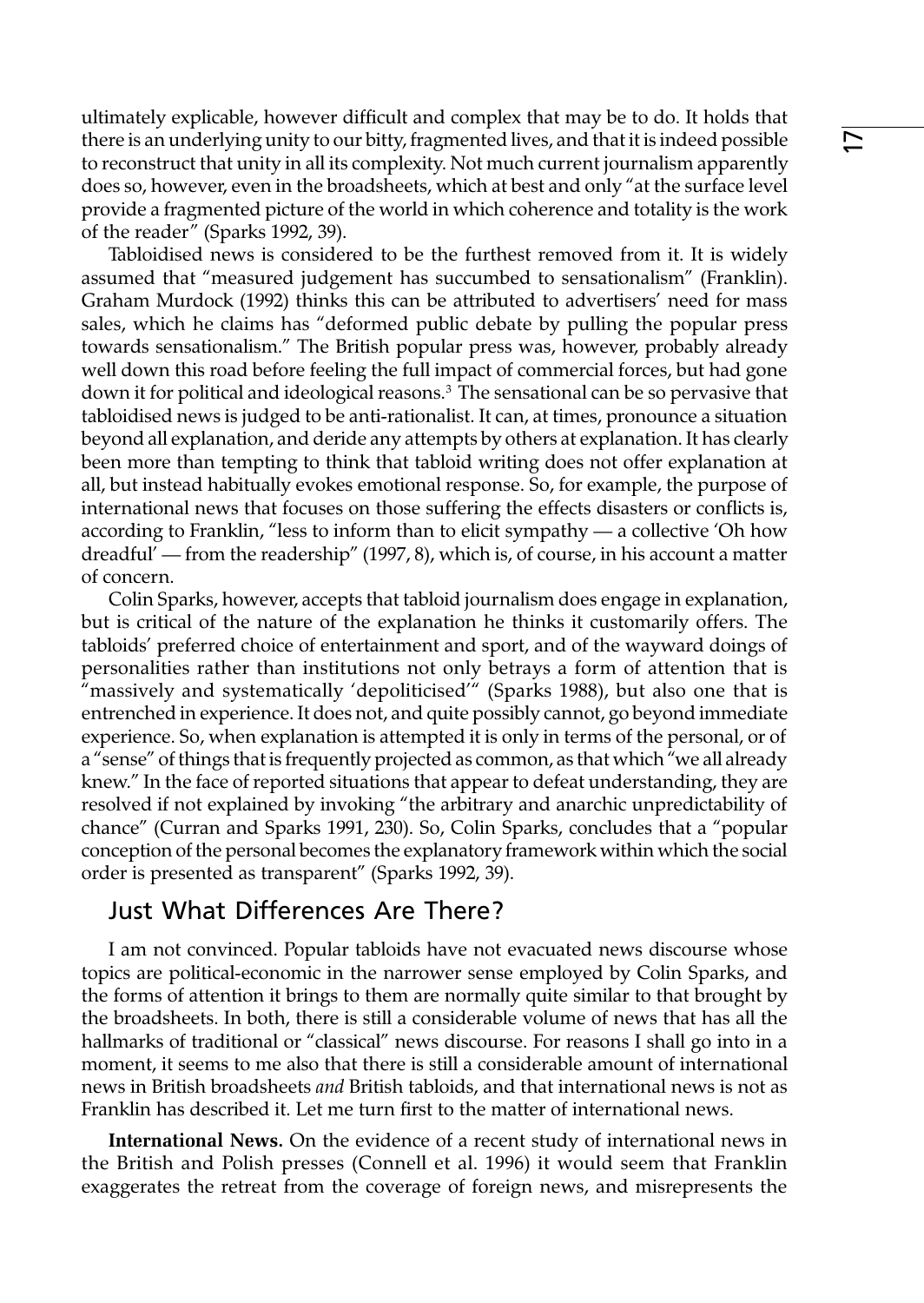ultimately explicable, however difficult and complex that may be to do. It holds that there is an underlying unity to our bitty, fragmented lives, and that it is indeed possible to reconstruct that unity in all its complexity. Not much current journalism apparently does so, however, even in the broadsheets, which at best and only "at the surface level provide a fragmented picture of the world in which coherence and totality is the work of the reader" (Sparks 1992, 39).

Tabloidised news is considered to be the furthest removed from it. It is widely assumed that "measured judgement has succumbed to sensationalism" (Franklin). Graham Murdock (1992) thinks this can be attributed to advertisers' need for mass sales, which he claims has "deformed public debate by pulling the popular press towards sensationalism." The British popular press was, however, probably already well down this road before feeling the full impact of commercial forces, but had gone down it for political and ideological reasons.[3] The sensational can be so pervasive that tabloidised news is judged to be anti-rationalist. It can, at times, pronounce a situation beyond all explanation, and deride any attempts by others at explanation. It has clearly been more than tempting to think that tabloid writing does not offer explanation at all, but instead habitually evokes emotional response. So, for example, the purpose of international news that focuses on those suffering the effects disasters or conflicts is, according to Franklin, "less to inform than to elicit sympathy — a collective 'Oh how dreadful' — from the readership" (1997, 8), which is, of course, in his account a matter of concern.

Colin Sparks, however, accepts that tabloid journalism does engage in explanation, but is critical of the nature of the explanation he thinks it customarily offers. The tabloids' preferred choice of entertainment and sport, and of the wayward doings of personalities rather than institutions not only betrays a form of attention that is "massively and systematically 'depoliticised'" (Sparks 1988), but also one that is entrenched in experience. It does not, and quite possibly cannot, go beyond immediate experience. So, when explanation is attempted it is only in terms of the personal, or of a "sense" of things that is frequently projected as common, as that which "we all already knew." In the face of reported situations that appear to defeat understanding, they are resolved if not explained by invoking "the arbitrary and anarchic unpredictability of chance" (Curran and Sparks 1991, 230). So, Colin Sparks, concludes that a "popular conception of the personal becomes the explanatory framework within which the social order is presented as transparent" (Sparks 1992, 39).

## Just What Differences Are There?

I am not convinced. Popular tabloids have not evacuated news discourse whose topics are political-economic in the narrower sense employed by Colin Sparks, and the forms of attention it brings to them are normally quite similar to that brought by the broadsheets. In both, there is still a considerable volume of news that has all the hallmarks of traditional or "classical" news discourse. For reasons I shall go into in a moment, it seems to me also that there is still a considerable amount of international news in British broadsheets *and* British tabloids, and that international news is not as Franklin has described it. Let me turn first to the matter of international news.

**International News.** On the evidence of a recent study of international news in the British and Polish presses (Connell et al. 1996) it would seem that Franklin exaggerates the retreat from the coverage of foreign news, and misrepresents the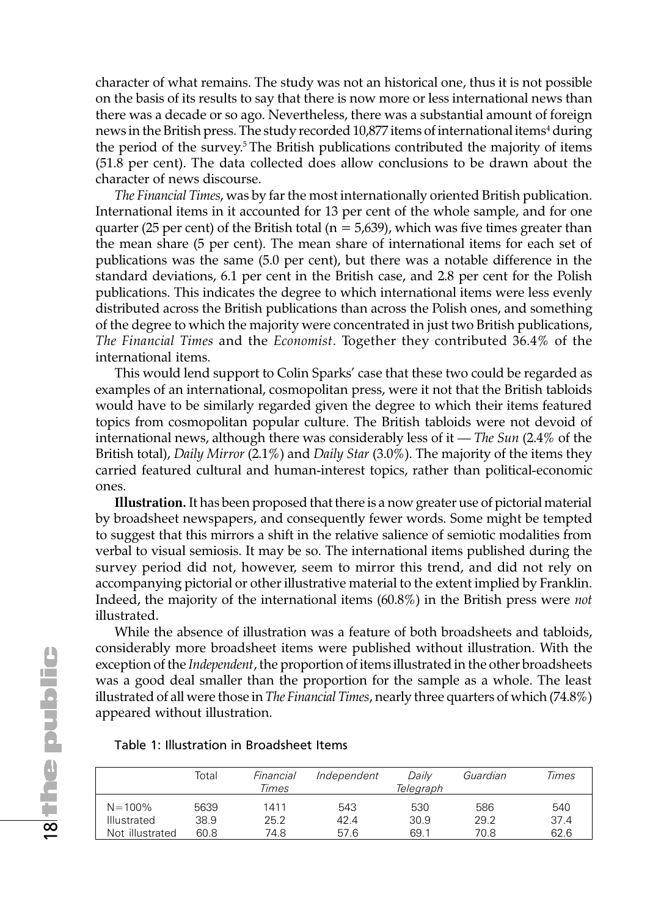character of what remains. The study was not an historical one, thus it is not possible on the basis of its results to say that there is now more or less international news than there was a decade or so ago. Nevertheless, there was a substantial amount of foreign news in the British press. The study recorded 10,877 items of international items[4] during the period of the survey.[5] The British publications contributed the majority of items (51.8 per cent). The data collected does allow conclusions to be drawn about the character of news discourse.

*The Financial Times*, was by far the most internationally oriented British publication. International items in it accounted for 13 per cent of the whole sample, and for one quarter (25 per cent) of the British total (n = 5,639), which was five times greater than the mean share (5 per cent). The mean share of international items for each set of publications was the same (5.0 per cent), but there was a notable difference in the standard deviations, 6.1 per cent in the British case, and 2.8 per cent for the Polish publications. This indicates the degree to which international items were less evenly distributed across the British publications than across the Polish ones, and something of the degree to which the majority were concentrated in just two British publications, *The Financial Times* and the *Economist*. Together they contributed 36.4% of the international items.

This would lend support to Colin Sparks' case that these two could be regarded as examples of an international, cosmopolitan press, were it not that the British tabloids would have to be similarly regarded given the degree to which their items featured topics from cosmopolitan popular culture. The British tabloids were not devoid of international news, although there was considerably less of it — *The Sun* (2.4% of the British total), *Daily Mirror* (2.1%) and *Daily Star* (3.0%). The majority of the items they carried featured cultural and human-interest topics, rather than political-economic ones.

**Illustration.** It has been proposed that there is a now greater use of pictorial material by broadsheet newspapers, and consequently fewer words. Some might be tempted to suggest that this mirrors a shift in the relative salience of semiotic modalities from verbal to visual semiosis. It may be so. The international items published during the survey period did not, however, seem to mirror this trend, and did not rely on accompanying pictorial or other illustrative material to the extent implied by Franklin. Indeed, the majority of the international items (60.8%) in the British press were *not* illustrated.

While the absence of illustration was a feature of both broadsheets and tabloids, considerably more broadsheet items were published without illustration. With the exception of the *Independent*, the proportion of items illustrated in the other broadsheets was a good deal smaller than the proportion for the sample as a whole. The least illustrated of all were those in *The Financial Times*, nearly three quarters of which (74.8%) appeared without illustration.

Table 1: Illustration in Broadsheet Items

| | Total | *Financial Times* | *Independent* | *Daily Telegraph* | *Guardian* | *Times* |
|---|---|---|---|---|---|---|
| N=100% | 5639 | 1411 | 543 | 530 | 586 | 540 |
| Illustrated | 38.9 | 25.2 | 42.4 | 30.9 | 29.2 | 37.4 |
| Not illustrated | 60.8 | 74.8 | 57.6 | 69.1 | 70.8 | 62.6 |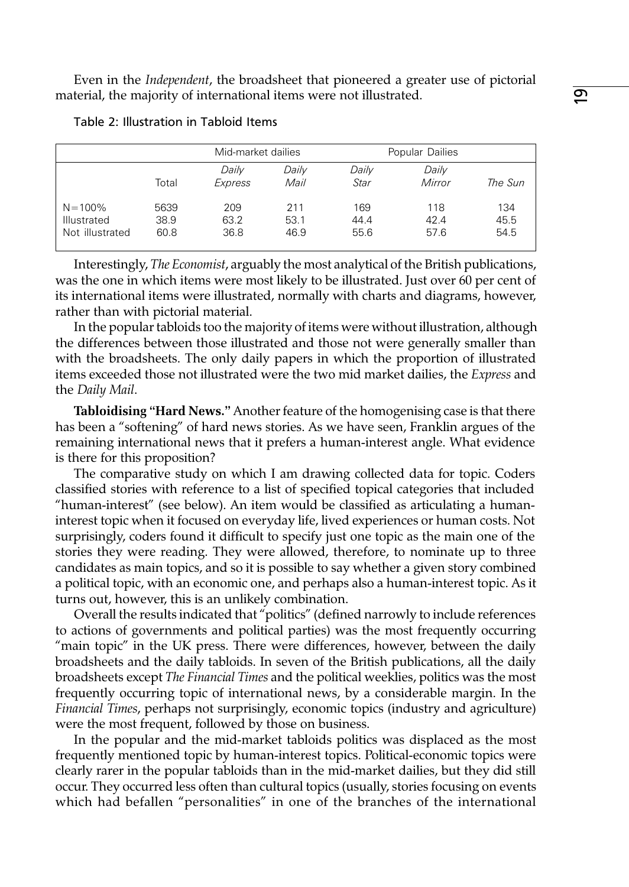Even in the *Independent*, the broadsheet that pioneered a greater use of pictorial material, the majority of international items were not illustrated.

Table 2: Illustration in Tabloid Items

| | | Mid-market dailies | | Popular Dailies | | |
|---|---|---|---|---|---|---|
| | Total | *Daily Express* | *Daily Mail* | *Daily Star* | *Daily Mirror* | *The Sun* |
| N=100% | 5639 | 209 | 211 | 169 | 118 | 134 |
| Illustrated | 38.9 | 63.2 | 53.1 | 44.4 | 42.4 | 45.5 |
| Not illustrated | 60.8 | 36.8 | 46.9 | 55.6 | 57.6 | 54.5 |

Interestingly, *The Economist*, arguably the most analytical of the British publications, was the one in which items were most likely to be illustrated. Just over 60 per cent of its international items were illustrated, normally with charts and diagrams, however, rather than with pictorial material.

In the popular tabloids too the majority of items were without illustration, although the differences between those illustrated and those not were generally smaller than with the broadsheets. The only daily papers in which the proportion of illustrated items exceeded those not illustrated were the two mid market dailies, the *Express* and the *Daily Mail*.

**Tabloidising "Hard News."** Another feature of the homogenising case is that there has been a "softening" of hard news stories. As we have seen, Franklin argues of the remaining international news that it prefers a human-interest angle. What evidence is there for this proposition?

The comparative study on which I am drawing collected data for topic. Coders classified stories with reference to a list of specified topical categories that included "human-interest" (see below). An item would be classified as articulating a human-interest topic when it focused on everyday life, lived experiences or human costs. Not surprisingly, coders found it difficult to specify just one topic as the main one of the stories they were reading. They were allowed, therefore, to nominate up to three candidates as main topics, and so it is possible to say whether a given story combined a political topic, with an economic one, and perhaps also a human-interest topic. As it turns out, however, this is an unlikely combination.

Overall the results indicated that "politics" (defined narrowly to include references to actions of governments and political parties) was the most frequently occurring "main topic" in the UK press. There were differences, however, between the daily broadsheets and the daily tabloids. In seven of the British publications, all the daily broadsheets except *The Financial Times* and the political weeklies, politics was the most frequently occurring topic of international news, by a considerable margin. In the *Financial Times*, perhaps not surprisingly, economic topics (industry and agriculture) were the most frequent, followed by those on business.

In the popular and the mid-market tabloids politics was displaced as the most frequently mentioned topic by human-interest topics. Political-economic topics were clearly rarer in the popular tabloids than in the mid-market dailies, but they did still occur. They occurred less often than cultural topics (usually, stories focusing on events which had befallen "personalities" in one of the branches of the international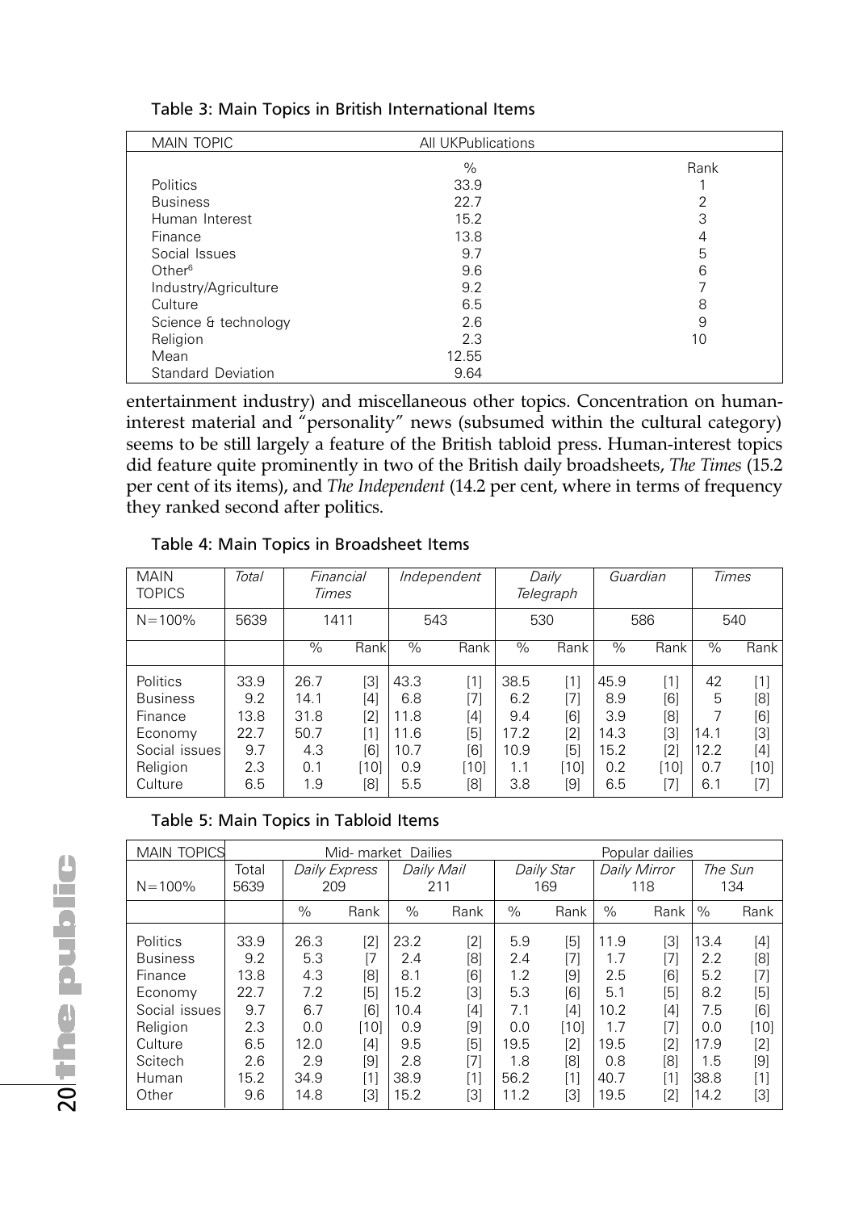Table 3: Main Topics in British International Items

| MAIN TOPIC | All UKPublications | |
|---|---|---|
| | % | Rank |
| Politics | 33.9 | 1 |
| Business | 22.7 | 2 |
| Human Interest | 15.2 | 3 |
| Finance | 13.8 | 4 |
| Social Issues | 9.7 | 5 |
| Other[6] | 9.6 | 6 |
| Industry/Agriculture | 9.2 | 7 |
| Culture | 6.5 | 8 |
| Science & technology | 2.6 | 9 |
| Religion | 2.3 | 10 |
| Mean | 12.55 | |
| Standard Deviation | 9.64 | |

entertainment industry) and miscellaneous other topics. Concentration on human-interest material and "personality" news (subsumed within the cultural category) seems to be still largely a feature of the British tabloid press. Human-interest topics did feature quite prominently in two of the British daily broadsheets, *The Times* (15.2 per cent of its items), and *The Independent* (14.2 per cent, where in terms of frequency they ranked second after politics.

Table 4: Main Topics in Broadsheet Items

| MAIN TOPICS | *Total* | *Financial Times* | | *Independent* | | *Daily Telegraph* | | *Guardian* | | *Times* | |
|---|---|---|---|---|---|---|---|---|---|---|---|
| N=100% | 5639 | 1411 | | 543 | | 530 | | 586 | | 540 | |
| | | % | Rank | % | Rank | % | Rank | % | Rank | % | Rank |
| Politics | 33.9 | 26.7 | [3] | 43.3 | [1] | 38.5 | [1] | 45.9 | [1] | 42 | [1] |
| Business | 9.2 | 14.1 | [4] | 6.8 | [7] | 6.2 | [7] | 8.9 | [6] | 5 | [8] |
| Finance | 13.8 | 31.8 | [2] | 11.8 | [4] | 9.4 | [6] | 3.9 | [8] | 7 | [6] |
| Economy | 22.7 | 50.7 | [1] | 11.6 | [5] | 17.2 | [2] | 14.3 | [3] | 14.1 | [3] |
| Social issues | 9.7 | 4.3 | [6] | 10.7 | [6] | 10.9 | [5] | 15.2 | [2] | 12.2 | [4] |
| Religion | 2.3 | 0.1 | [10] | 0.9 | [10] | 1.1 | [10] | 0.2 | [10] | 0.7 | [10] |
| Culture | 6.5 | 1.9 | [8] | 5.5 | [8] | 3.8 | [9] | 6.5 | [7] | 6.1 | [7] |

Table 5: Main Topics in Tabloid Items

| MAIN TOPICS | Mid- market Dailies | | | | | Popular dailies | | | | | |
|---|---|---|---|---|---|---|---|---|---|---|---|
| N=100% | Total 5639 | *Daily Express* 209 | | *Daily Mail* 211 | | *Daily Star* 169 | | *Daily Mirror* 118 | | *The Sun* 134 | |
| | | % | Rank | % | Rank | % | Rank | % | Rank | % | Rank |
| Politics | 33.9 | 26.3 | [2] | 23.2 | [2] | 5.9 | [5] | 11.9 | [3] | 13.4 | [4] |
| Business | 9.2 | 5.3 | [7 | 2.4 | [8] | 2.4 | [7] | 1.7 | [7] | 2.2 | [8] |
| Finance | 13.8 | 4.3 | [8] | 8.1 | [6] | 1.2 | [9] | 2.5 | [6] | 5.2 | [7] |
| Economy | 22.7 | 7.2 | [5] | 15.2 | [3] | 5.3 | [6] | 5.1 | [5] | 8.2 | [5] |
| Social issues | 9.7 | 6.7 | [6] | 10.4 | [4] | 7.1 | [4] | 10.2 | [4] | 7.5 | [6] |
| Religion | 2.3 | 0.0 | [10] | 0.9 | [9] | 0.0 | [10] | 1.7 | [7] | 0.0 | [10] |
| Culture | 6.5 | 12.0 | [4] | 9.5 | [5] | 19.5 | [2] | 19.5 | [2] | 17.9 | [2] |
| Scitech | 2.6 | 2.9 | [9] | 2.8 | [7] | 1.8 | [8] | 0.8 | [8] | 1.5 | [9] |
| Human | 15.2 | 34.9 | [1] | 38.9 | [1] | 56.2 | [1] | 40.7 | [1] | 38.8 | [1] |
| Other | 9.6 | 14.8 | [3] | 15.2 | [3] | 11.2 | [3] | 19.5 | [2] | 14.2 | [3] |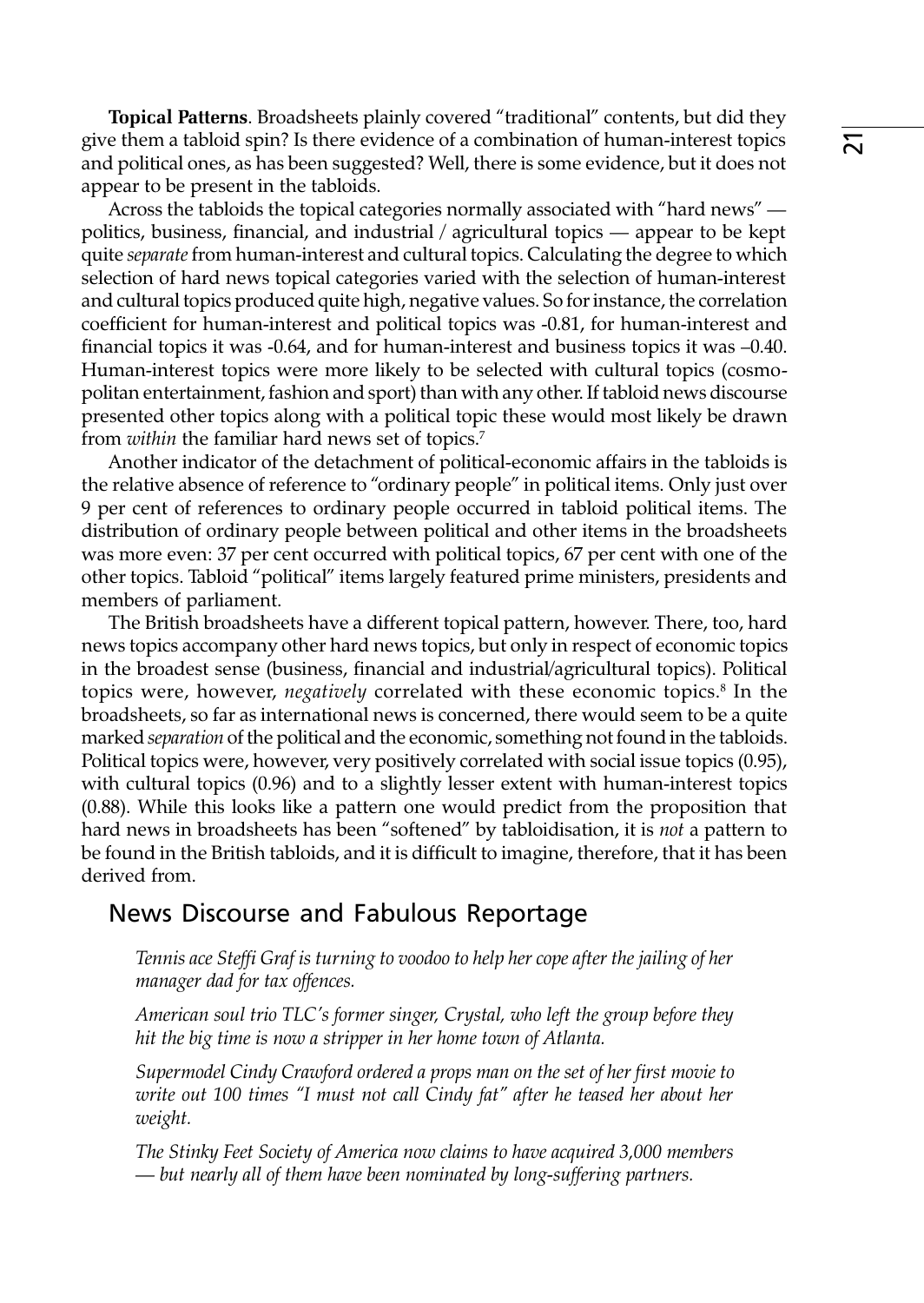**Topical Patterns**. Broadsheets plainly covered "traditional" contents, but did they give them a tabloid spin? Is there evidence of a combination of human-interest topics and political ones, as has been suggested? Well, there is some evidence, but it does not appear to be present in the tabloids.

Across the tabloids the topical categories normally associated with "hard news" — politics, business, financial, and industrial / agricultural topics — appear to be kept quite *separate* from human-interest and cultural topics. Calculating the degree to which selection of hard news topical categories varied with the selection of human-interest and cultural topics produced quite high, negative values. So for instance, the correlation coefficient for human-interest and political topics was -0.81, for human-interest and financial topics it was -0.64, and for human-interest and business topics it was –0.40. Human-interest topics were more likely to be selected with cultural topics (cosmopolitan entertainment, fashion and sport) than with any other. If tabloid news discourse presented other topics along with a political topic these would most likely be drawn from *within* the familiar hard news set of topics.[7]

Another indicator of the detachment of political-economic affairs in the tabloids is the relative absence of reference to "ordinary people" in political items. Only just over 9 per cent of references to ordinary people occurred in tabloid political items. The distribution of ordinary people between political and other items in the broadsheets was more even: 37 per cent occurred with political topics, 67 per cent with one of the other topics. Tabloid "political" items largely featured prime ministers, presidents and members of parliament.

The British broadsheets have a different topical pattern, however. There, too, hard news topics accompany other hard news topics, but only in respect of economic topics in the broadest sense (business, financial and industrial/agricultural topics). Political topics were, however, *negatively* correlated with these economic topics.[8] In the broadsheets, so far as international news is concerned, there would seem to be a quite marked *separation* of the political and the economic, something not found in the tabloids. Political topics were, however, very positively correlated with social issue topics (0.95), with cultural topics (0.96) and to a slightly lesser extent with human-interest topics (0.88). While this looks like a pattern one would predict from the proposition that hard news in broadsheets has been "softened" by tabloidisation, it is *not* a pattern to be found in the British tabloids, and it is difficult to imagine, therefore, that it has been derived from.

## News Discourse and Fabulous Reportage

*Tennis ace Steffi Graf is turning to voodoo to help her cope after the jailing of her manager dad for tax offences.*

*American soul trio TLC's former singer, Crystal, who left the group before they hit the big time is now a stripper in her home town of Atlanta.*

*Supermodel Cindy Crawford ordered a props man on the set of her first movie to write out 100 times "I must not call Cindy fat" after he teased her about her weight.*

*The Stinky Feet Society of America now claims to have acquired 3,000 members — but nearly all of them have been nominated by long-suffering partners.*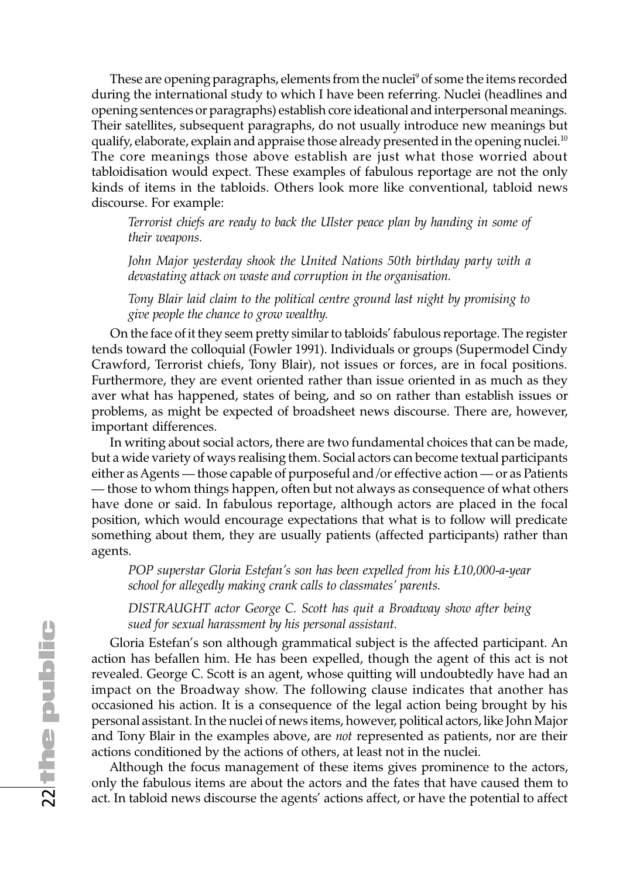These are opening paragraphs, elements from the nuclei[9] of some the items recorded during the international study to which I have been referring. Nuclei (headlines and opening sentences or paragraphs) establish core ideational and interpersonal meanings. Their satellites, subsequent paragraphs, do not usually introduce new meanings but qualify, elaborate, explain and appraise those already presented in the opening nuclei.[10] The core meanings those above establish are just what those worried about tabloidisation would expect. These examples of fabulous reportage are not the only kinds of items in the tabloids. Others look more like conventional, tabloid news discourse. For example:

> *Terrorist chiefs are ready to back the Ulster peace plan by handing in some of their weapons.*
>
> *John Major yesterday shook the United Nations 50th birthday party with a devastating attack on waste and corruption in the organisation.*
>
> *Tony Blair laid claim to the political centre ground last night by promising to give people the chance to grow wealthy.*

On the face of it they seem pretty similar to tabloids' fabulous reportage. The register tends toward the colloquial (Fowler 1991). Individuals or groups (Supermodel Cindy Crawford, Terrorist chiefs, Tony Blair), not issues or forces, are in focal positions. Furthermore, they are event oriented rather than issue oriented in as much as they aver what has happened, states of being, and so on rather than establish issues or problems, as might be expected of broadsheet news discourse. There are, however, important differences.

In writing about social actors, there are two fundamental choices that can be made, but a wide variety of ways realising them. Social actors can become textual participants either as Agents — those capable of purposeful and/or effective action — or as Patients — those to whom things happen, often but not always as consequence of what others have done or said. In fabulous reportage, although actors are placed in the focal position, which would encourage expectations that what is to follow will predicate something about them, they are usually patients (affected participants) rather than agents.

> *POP superstar Gloria Estefan's son has been expelled from his Ł10,000-a-year school for allegedly making crank calls to classmates' parents.*
>
> *DISTRAUGHT actor George C. Scott has quit a Broadway show after being sued for sexual harassment by his personal assistant.*

Gloria Estefan's son although grammatical subject is the affected participant. An action has befallen him. He has been expelled, though the agent of this act is not revealed. George C. Scott is an agent, whose quitting will undoubtedly have had an impact on the Broadway show. The following clause indicates that another has occasioned his action. It is a consequence of the legal action being brought by his personal assistant. In the nuclei of news items, however, political actors, like John Major and Tony Blair in the examples above, are *not* represented as patients, nor are their actions conditioned by the actions of others, at least not in the nuclei.

Although the focus management of these items gives prominence to the actors, only the fabulous items are about the actors and the fates that have caused them to act. In tabloid news discourse the agents' actions affect, or have the potential to affect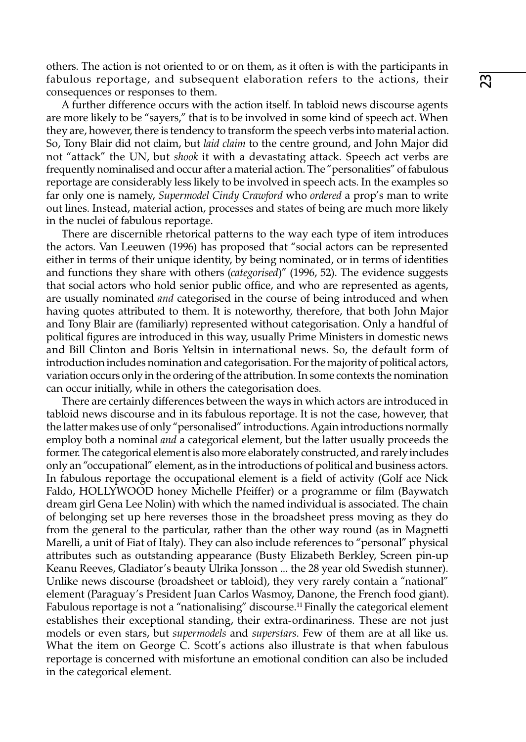others. The action is not oriented to or on them, as it often is with the participants in fabulous reportage, and subsequent elaboration refers to the actions, their consequences or responses to them.

A further difference occurs with the action itself. In tabloid news discourse agents are more likely to be "sayers," that is to be involved in some kind of speech act. When they are, however, there is tendency to transform the speech verbs into material action. So, Tony Blair did not claim, but *laid claim* to the centre ground, and John Major did not "attack" the UN, but *shook* it with a devastating attack. Speech act verbs are frequently nominalised and occur after a material action. The "personalities" of fabulous reportage are considerably less likely to be involved in speech acts. In the examples so far only one is namely, *Supermodel Cindy Crawford* who *ordered* a prop's man to write out lines. Instead, material action, processes and states of being are much more likely in the nuclei of fabulous reportage.

There are discernible rhetorical patterns to the way each type of item introduces the actors. Van Leeuwen (1996) has proposed that "social actors can be represented either in terms of their unique identity, by being nominated, or in terms of identities and functions they share with others (*categorised*)" (1996, 52). The evidence suggests that social actors who hold senior public office, and who are represented as agents, are usually nominated *and* categorised in the course of being introduced and when having quotes attributed to them. It is noteworthy, therefore, that both John Major and Tony Blair are (familiarly) represented without categorisation. Only a handful of political figures are introduced in this way, usually Prime Ministers in domestic news and Bill Clinton and Boris Yeltsin in international news. So, the default form of introduction includes nomination and categorisation. For the majority of political actors, variation occurs only in the ordering of the attribution. In some contexts the nomination can occur initially, while in others the categorisation does.

There are certainly differences between the ways in which actors are introduced in tabloid news discourse and in its fabulous reportage. It is not the case, however, that the latter makes use of only "personalised" introductions. Again introductions normally employ both a nominal *and* a categorical element, but the latter usually proceeds the former. The categorical element is also more elaborately constructed, and rarely includes only an "occupational" element, as in the introductions of political and business actors. In fabulous reportage the occupational element is a field of activity (Golf ace Nick Faldo, HOLLYWOOD honey Michelle Pfeiffer) or a programme or film (Baywatch dream girl Gena Lee Nolin) with which the named individual is associated. The chain of belonging set up here reverses those in the broadsheet press moving as they do from the general to the particular, rather than the other way round (as in Magnetti Marelli, a unit of Fiat of Italy). They can also include references to "personal" physical attributes such as outstanding appearance (Busty Elizabeth Berkley, Screen pin-up Keanu Reeves, Gladiator's beauty Ulrika Jonsson ... the 28 year old Swedish stunner). Unlike news discourse (broadsheet or tabloid), they very rarely contain a "national" element (Paraguay's President Juan Carlos Wasmoy, Danone, the French food giant). Fabulous reportage is not a "nationalising" discourse.[11] Finally the categorical element establishes their exceptional standing, their extra-ordinariness. These are not just models or even stars, but *supermodels* and *superstars*. Few of them are at all like us. What the item on George C. Scott's actions also illustrate is that when fabulous reportage is concerned with misfortune an emotional condition can also be included in the categorical element.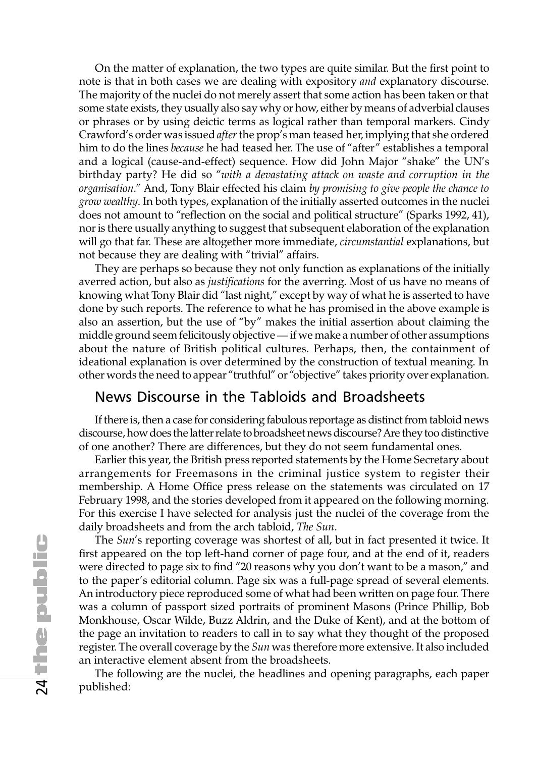On the matter of explanation, the two types are quite similar. But the first point to note is that in both cases we are dealing with expository *and* explanatory discourse. The majority of the nuclei do not merely assert that some action has been taken or that some state exists, they usually also say why or how, either by means of adverbial clauses or phrases or by using deictic terms as logical rather than temporal markers. Cindy Crawford's order was issued *after* the prop's man teased her, implying that she ordered him to do the lines *because* he had teased her. The use of "after" establishes a temporal and a logical (cause-and-effect) sequence. How did John Major "shake" the UN's birthday party? He did so "*with a devastating attack on waste and corruption in the organisation*." And, Tony Blair effected his claim *by promising to give people the chance to grow wealthy*. In both types, explanation of the initially asserted outcomes in the nuclei does not amount to "reflection on the social and political structure" (Sparks 1992, 41), nor is there usually anything to suggest that subsequent elaboration of the explanation will go that far. These are altogether more immediate, *circumstantial* explanations, but not because they are dealing with "trivial" affairs.

They are perhaps so because they not only function as explanations of the initially averred action, but also as *justifications* for the averring. Most of us have no means of knowing what Tony Blair did "last night," except by way of what he is asserted to have done by such reports. The reference to what he has promised in the above example is also an assertion, but the use of "by" makes the initial assertion about claiming the middle ground seem felicitously objective — if we make a number of other assumptions about the nature of British political cultures. Perhaps, then, the containment of ideational explanation is over determined by the construction of textual meaning. In other words the need to appear "truthful" or "objective" takes priority over explanation.

## News Discourse in the Tabloids and Broadsheets

If there is, then a case for considering fabulous reportage as distinct from tabloid news discourse, how does the latter relate to broadsheet news discourse? Are they too distinctive of one another? There are differences, but they do not seem fundamental ones.

Earlier this year, the British press reported statements by the Home Secretary about arrangements for Freemasons in the criminal justice system to register their membership. A Home Office press release on the statements was circulated on 17 February 1998, and the stories developed from it appeared on the following morning. For this exercise I have selected for analysis just the nuclei of the coverage from the daily broadsheets and from the arch tabloid, *The Sun*.

The *Sun*'s reporting coverage was shortest of all, but in fact presented it twice. It first appeared on the top left-hand corner of page four, and at the end of it, readers were directed to page six to find "20 reasons why you don't want to be a mason," and to the paper's editorial column. Page six was a full-page spread of several elements. An introductory piece reproduced some of what had been written on page four. There was a column of passport sized portraits of prominent Masons (Prince Phillip, Bob Monkhouse, Oscar Wilde, Buzz Aldrin, and the Duke of Kent), and at the bottom of the page an invitation to readers to call in to say what they thought of the proposed register. The overall coverage by the *Sun* was therefore more extensive. It also included an interactive element absent from the broadsheets.

The following are the nuclei, the headlines and opening paragraphs, each paper published: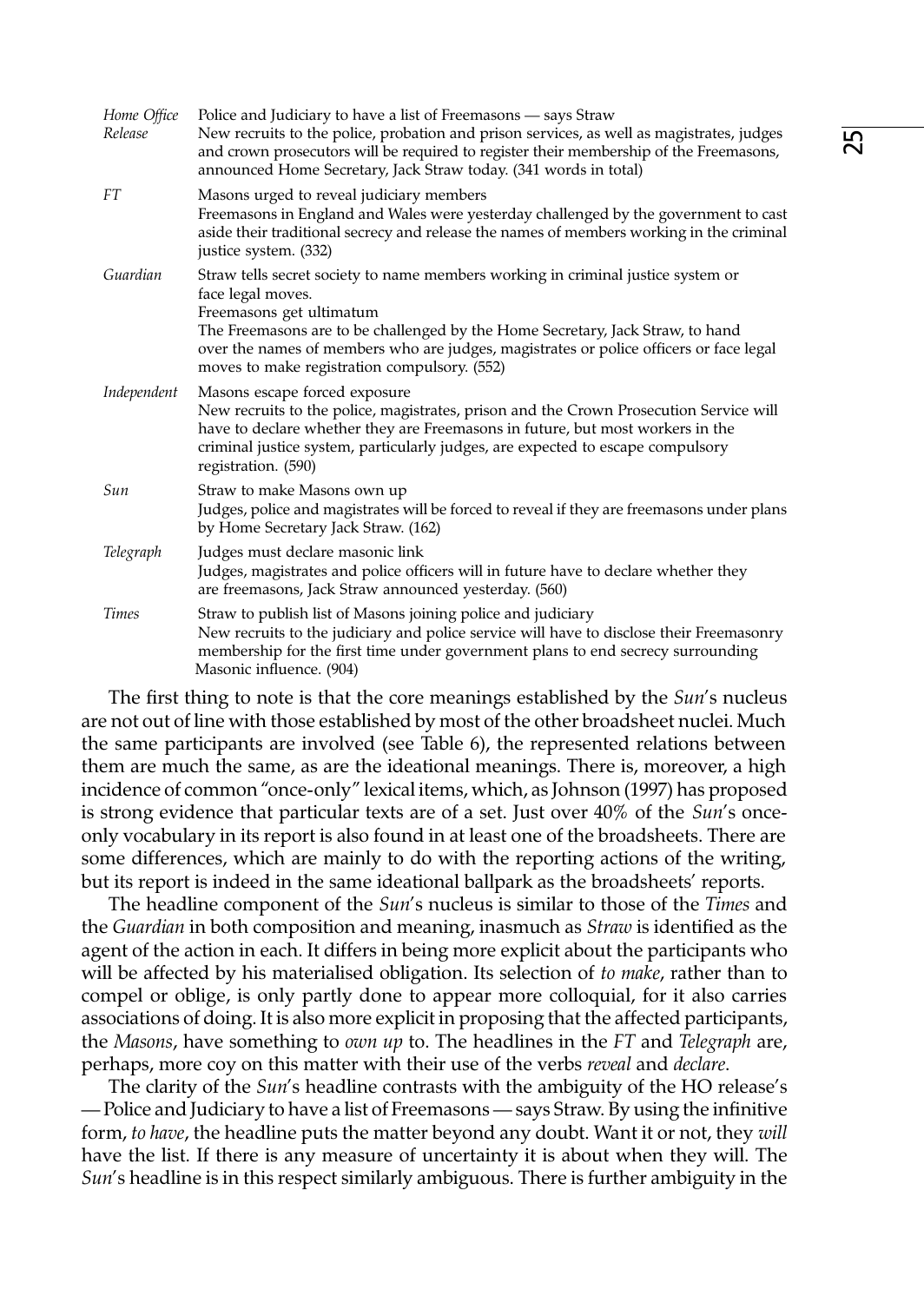| | |
|---|---|
| *Home Office Release* | Police and Judiciary to have a list of Freemasons — says Straw<br>New recruits to the police, probation and prison services, as well as magistrates, judges and crown prosecutors will be required to register their membership of the Freemasons, announced Home Secretary, Jack Straw today. (341 words in total) |
| *FT* | Masons urged to reveal judiciary members<br>Freemasons in England and Wales were yesterday challenged by the government to cast aside their traditional secrecy and release the names of members working in the criminal justice system. (332) |
| *Guardian* | Straw tells secret society to name members working in criminal justice system or face legal moves.<br>Freemasons get ultimatum<br>The Freemasons are to be challenged by the Home Secretary, Jack Straw, to hand over the names of members who are judges, magistrates or police officers or face legal moves to make registration compulsory. (552) |
| *Independent* | Masons escape forced exposure<br>New recruits to the police, magistrates, prison and the Crown Prosecution Service will have to declare whether they are Freemasons in future, but most workers in the criminal justice system, particularly judges, are expected to escape compulsory registration. (590) |
| *Sun* | Straw to make Masons own up<br>Judges, police and magistrates will be forced to reveal if they are freemasons under plans by Home Secretary Jack Straw. (162) |
| *Telegraph* | Judges must declare masonic link<br>Judges, magistrates and police officers will in future have to declare whether they are freemasons, Jack Straw announced yesterday. (560) |
| *Times* | Straw to publish list of Masons joining police and judiciary<br>New recruits to the judiciary and police service will have to disclose their Freemasonry membership for the first time under government plans to end secrecy surrounding Masonic influence. (904) |

The first thing to note is that the core meanings established by the *Sun*'s nucleus are not out of line with those established by most of the other broadsheet nuclei. Much the same participants are involved (see Table 6), the represented relations between them are much the same, as are the ideational meanings. There is, moreover, a high incidence of common "once-only" lexical items, which, as Johnson (1997) has proposed is strong evidence that particular texts are of a set. Just over 40% of the *Sun*'s once-only vocabulary in its report is also found in at least one of the broadsheets. There are some differences, which are mainly to do with the reporting actions of the writing, but its report is indeed in the same ideational ballpark as the broadsheets' reports.

The headline component of the *Sun*'s nucleus is similar to those of the *Times* and the *Guardian* in both composition and meaning, inasmuch as *Straw* is identified as the agent of the action in each. It differs in being more explicit about the participants who will be affected by his materialised obligation. Its selection of *to make*, rather than to compel or oblige, is only partly done to appear more colloquial, for it also carries associations of doing. It is also more explicit in proposing that the affected participants, the *Masons*, have something to *own up* to. The headlines in the *FT* and *Telegraph* are, perhaps, more coy on this matter with their use of the verbs *reveal* and *declare*.

The clarity of the *Sun*'s headline contrasts with the ambiguity of the HO release's — Police and Judiciary to have a list of Freemasons — says Straw. By using the infinitive form, *to have*, the headline puts the matter beyond any doubt. Want it or not, they *will* have the list. If there is any measure of uncertainty it is about when they will. The *Sun*'s headline is in this respect similarly ambiguous. There is further ambiguity in the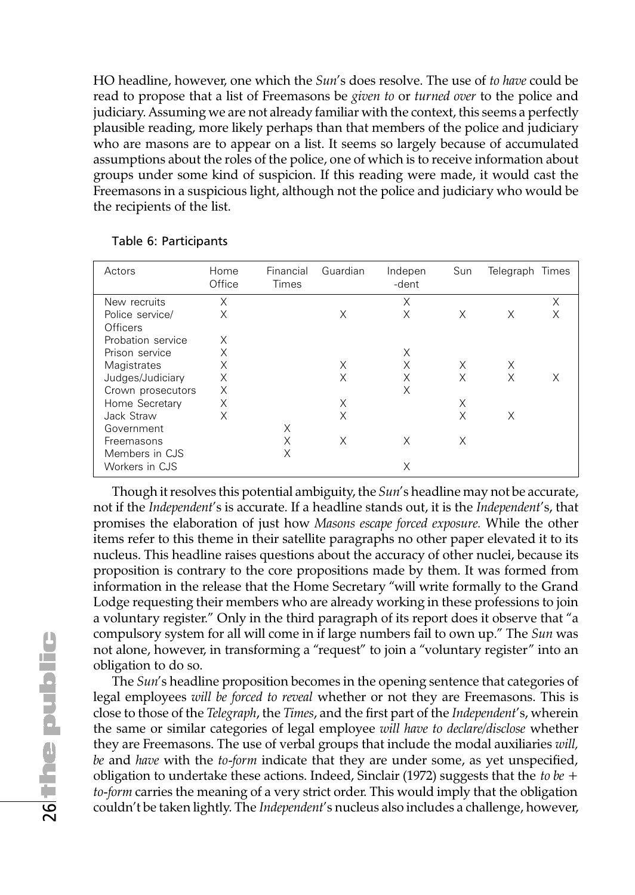HO headline, however, one which the *Sun*'s does resolve. The use of *to have* could be read to propose that a list of Freemasons be *given to* or *turned over* to the police and judiciary. Assuming we are not already familiar with the context, this seems a perfectly plausible reading, more likely perhaps than that members of the police and judiciary who are masons are to appear on a list. It seems so largely because of accumulated assumptions about the roles of the police, one of which is to receive information about groups under some kind of suspicion. If this reading were made, it would cast the Freemasons in a suspicious light, although not the police and judiciary who would be the recipients of the list.

Table 6: Participants

| Actors | Home Office | Financial Times | Guardian | Independent | Sun | Telegraph | Times |
|---|---|---|---|---|---|---|---|
| New recruits | X | | | X | | | X |
| Police service/ Officers | X | | X | X | X | X | X |
| Probation service | X | | | | | | |
| Prison service | X | | | X | | | |
| Magistrates | X | | X | X | X | X | |
| Judges/Judiciary | X | | X | X | X | X | X |
| Crown prosecutors | X | | | X | | | |
| Home Secretary | X | | X | | X | | |
| Jack Straw | X | | X | | X | X | |
| Government | | X | | | | | |
| Freemasons | | X | X | X | X | | |
| Members in CJS | | X | | | | | |
| Workers in CJS | | | | X | | | |

Though it resolves this potential ambiguity, the *Sun*'s headline may not be accurate, not if the *Independent*'s is accurate. If a headline stands out, it is the *Independent*'s, that promises the elaboration of just how *Masons escape forced exposure.* While the other items refer to this theme in their satellite paragraphs no other paper elevated it to its nucleus. This headline raises questions about the accuracy of other nuclei, because its proposition is contrary to the core propositions made by them. It was formed from information in the release that the Home Secretary "will write formally to the Grand Lodge requesting their members who are already working in these professions to join a voluntary register." Only in the third paragraph of its report does it observe that "a compulsory system for all will come in if large numbers fail to own up." The *Sun* was not alone, however, in transforming a "request" to join a "voluntary register" into an obligation to do so.

The *Sun*'s headline proposition becomes in the opening sentence that categories of legal employees *will be forced to reveal* whether or not they are Freemasons. This is close to those of the *Telegraph*, the *Times*, and the first part of the *Independent*'s, wherein the same or similar categories of legal employee *will have to declare/disclose* whether they are Freemasons. The use of verbal groups that include the modal auxiliaries *will, be* and *have* with the *to-form* indicate that they are under some, as yet unspecified, obligation to undertake these actions. Indeed, Sinclair (1972) suggests that the *to be + to-form* carries the meaning of a very strict order. This would imply that the obligation couldn't be taken lightly. The *Independent*'s nucleus also includes a challenge, however,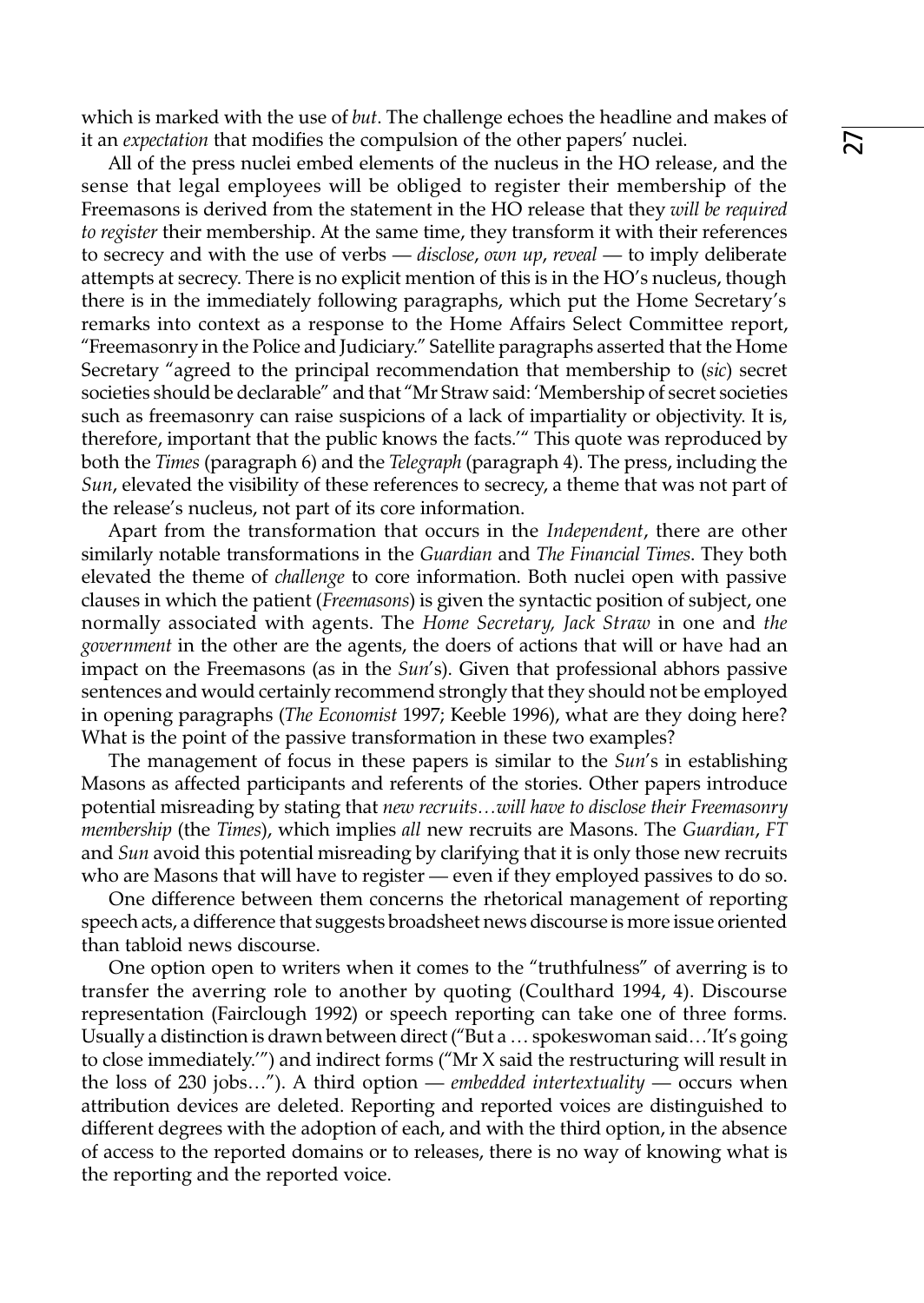which is marked with the use of *but*. The challenge echoes the headline and makes of it an *expectation* that modifies the compulsion of the other papers' nuclei.

All of the press nuclei embed elements of the nucleus in the HO release, and the sense that legal employees will be obliged to register their membership of the Freemasons is derived from the statement in the HO release that they *will be required to register* their membership. At the same time, they transform it with their references to secrecy and with the use of verbs — *disclose*, *own up*, *reveal* — to imply deliberate attempts at secrecy. There is no explicit mention of this is in the HO's nucleus, though there is in the immediately following paragraphs, which put the Home Secretary's remarks into context as a response to the Home Affairs Select Committee report, "Freemasonry in the Police and Judiciary." Satellite paragraphs asserted that the Home Secretary "agreed to the principal recommendation that membership to (*sic*) secret societies should be declarable" and that "Mr Straw said: 'Membership of secret societies such as freemasonry can raise suspicions of a lack of impartiality or objectivity. It is, therefore, important that the public knows the facts.'" This quote was reproduced by both the *Times* (paragraph 6) and the *Telegraph* (paragraph 4). The press, including the *Sun*, elevated the visibility of these references to secrecy, a theme that was not part of the release's nucleus, not part of its core information.

Apart from the transformation that occurs in the *Independent*, there are other similarly notable transformations in the *Guardian* and *The Financial Times*. They both elevated the theme of *challenge* to core information. Both nuclei open with passive clauses in which the patient (*Freemasons*) is given the syntactic position of subject, one normally associated with agents. The *Home Secretary, Jack Straw* in one and *the government* in the other are the agents, the doers of actions that will or have had an impact on the Freemasons (as in the *Sun*'s). Given that professional abhors passive sentences and would certainly recommend strongly that they should not be employed in opening paragraphs (*The Economist* 1997; Keeble 1996), what are they doing here? What is the point of the passive transformation in these two examples?

The management of focus in these papers is similar to the *Sun*'s in establishing Masons as affected participants and referents of the stories. Other papers introduce potential misreading by stating that *new recruits…will have to disclose their Freemasonry membership* (the *Times*), which implies *all* new recruits are Masons. The *Guardian*, *FT* and *Sun* avoid this potential misreading by clarifying that it is only those new recruits who are Masons that will have to register — even if they employed passives to do so.

One difference between them concerns the rhetorical management of reporting speech acts, a difference that suggests broadsheet news discourse is more issue oriented than tabloid news discourse.

One option open to writers when it comes to the "truthfulness" of averring is to transfer the averring role to another by quoting (Coulthard 1994, 4). Discourse representation (Fairclough 1992) or speech reporting can take one of three forms. Usually a distinction is drawn between direct ("But a … spokeswoman said…'It's going to close immediately.'") and indirect forms ("Mr X said the restructuring will result in the loss of 230 jobs…"). A third option — *embedded intertextuality* — occurs when attribution devices are deleted. Reporting and reported voices are distinguished to different degrees with the adoption of each, and with the third option, in the absence of access to the reported domains or to releases, there is no way of knowing what is the reporting and the reported voice.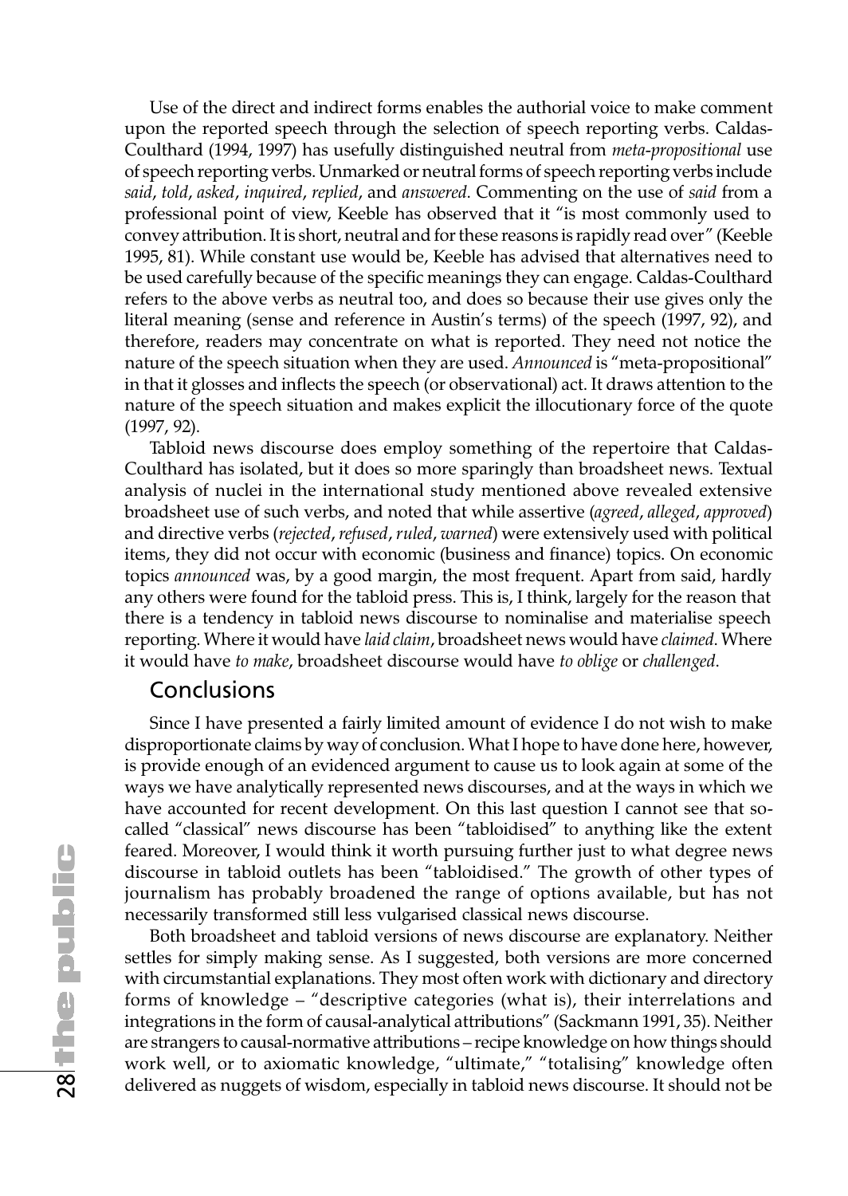Use of the direct and indirect forms enables the authorial voice to make comment upon the reported speech through the selection of speech reporting verbs. Caldas-Coulthard (1994, 1997) has usefully distinguished neutral from *meta-propositional* use of speech reporting verbs. Unmarked or neutral forms of speech reporting verbs include *said*, *told*, *asked*, *inquired*, *replied*, and *answered*. Commenting on the use of *said* from a professional point of view, Keeble has observed that it "is most commonly used to convey attribution. It is short, neutral and for these reasons is rapidly read over" (Keeble 1995, 81). While constant use would be, Keeble has advised that alternatives need to be used carefully because of the specific meanings they can engage. Caldas-Coulthard refers to the above verbs as neutral too, and does so because their use gives only the literal meaning (sense and reference in Austin's terms) of the speech (1997, 92), and therefore, readers may concentrate on what is reported. They need not notice the nature of the speech situation when they are used. *Announced* is "meta-propositional" in that it glosses and inflects the speech (or observational) act. It draws attention to the nature of the speech situation and makes explicit the illocutionary force of the quote (1997, 92).

Tabloid news discourse does employ something of the repertoire that Caldas-Coulthard has isolated, but it does so more sparingly than broadsheet news. Textual analysis of nuclei in the international study mentioned above revealed extensive broadsheet use of such verbs, and noted that while assertive (*agreed*, *alleged*, *approved*) and directive verbs (*rejected*, *refused*, *ruled*, *warned*) were extensively used with political items, they did not occur with economic (business and finance) topics. On economic topics *announced* was, by a good margin, the most frequent. Apart from said, hardly any others were found for the tabloid press. This is, I think, largely for the reason that there is a tendency in tabloid news discourse to nominalise and materialise speech reporting. Where it would have *laid claim*, broadsheet news would have *claimed*. Where it would have *to make*, broadsheet discourse would have *to oblige* or *challenged*.

## Conclusions

Since I have presented a fairly limited amount of evidence I do not wish to make disproportionate claims by way of conclusion. What I hope to have done here, however, is provide enough of an evidenced argument to cause us to look again at some of the ways we have analytically represented news discourses, and at the ways in which we have accounted for recent development. On this last question I cannot see that so-called "classical" news discourse has been "tabloidised" to anything like the extent feared. Moreover, I would think it worth pursuing further just to what degree news discourse in tabloid outlets has been "tabloidised." The growth of other types of journalism has probably broadened the range of options available, but has not necessarily transformed still less vulgarised classical news discourse.

Both broadsheet and tabloid versions of news discourse are explanatory. Neither settles for simply making sense. As I suggested, both versions are more concerned with circumstantial explanations. They most often work with dictionary and directory forms of knowledge – "descriptive categories (what is), their interrelations and integrations in the form of causal-analytical attributions" (Sackmann 1991, 35). Neither are strangers to causal-normative attributions – recipe knowledge on how things should work well, or to axiomatic knowledge, "ultimate," "totalising" knowledge often delivered as nuggets of wisdom, especially in tabloid news discourse. It should not be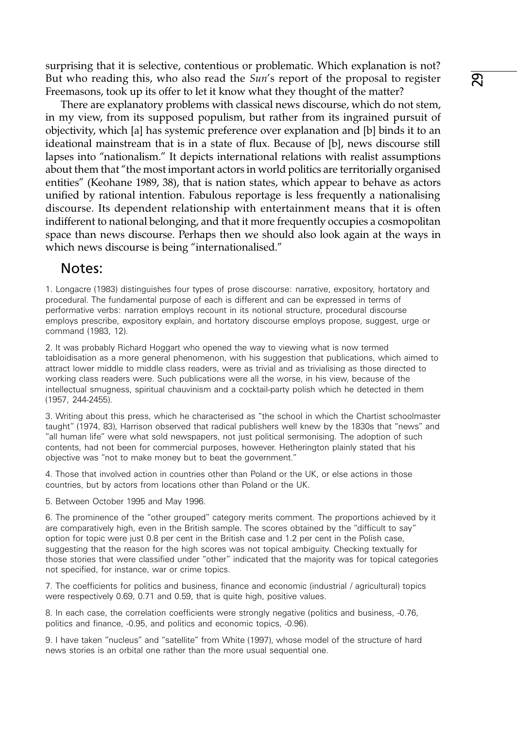surprising that it is selective, contentious or problematic. Which explanation is not? But who reading this, who also read the *Sun*'s report of the proposal to register Freemasons, took up its offer to let it know what they thought of the matter?

There are explanatory problems with classical news discourse, which do not stem, in my view, from its supposed populism, but rather from its ingrained pursuit of objectivity, which [a] has systemic preference over explanation and [b] binds it to an ideational mainstream that is in a state of flux. Because of [b], news discourse still lapses into "nationalism." It depicts international relations with realist assumptions about them that "the most important actors in world politics are territorially organised entities" (Keohane 1989, 38), that is nation states, which appear to behave as actors unified by rational intention. Fabulous reportage is less frequently a nationalising discourse. Its dependent relationship with entertainment means that it is often indifferent to national belonging, and that it more frequently occupies a cosmopolitan space than news discourse. Perhaps then we should also look again at the ways in which news discourse is being "internationalised."

## Notes:

1. Longacre (1983) distinguishes four types of prose discourse: narrative, expository, hortatory and procedural. The fundamental purpose of each is different and can be expressed in terms of performative verbs: narration employs recount in its notional structure, procedural discourse employs prescribe, expository explain, and hortatory discourse employs propose, suggest, urge or command (1983, 12).

2. It was probably Richard Hoggart who opened the way to viewing what is now termed tabloidisation as a more general phenomenon, with his suggestion that publications, which aimed to attract lower middle to middle class readers, were as trivial and as trivialising as those directed to working class readers were. Such publications were all the worse, in his view, because of the intellectual smugness, spiritual chauvinism and a cocktail-party polish which he detected in them (1957, 244-2455).

3. Writing about this press, which he characterised as "the school in which the Chartist schoolmaster taught" (1974, 83), Harrison observed that radical publishers well knew by the 1830s that "news" and "all human life" were what sold newspapers, not just political sermonising. The adoption of such contents, had not been for commercial purposes, however. Hetherington plainly stated that his objective was "not to make money but to beat the government."

4. Those that involved action in countries other than Poland or the UK, or else actions in those countries, but by actors from locations other than Poland or the UK.

5. Between October 1995 and May 1996.

6. The prominence of the "other grouped" category merits comment. The proportions achieved by it are comparatively high, even in the British sample. The scores obtained by the "difficult to say" option for topic were just 0.8 per cent in the British case and 1.2 per cent in the Polish case, suggesting that the reason for the high scores was not topical ambiguity. Checking textually for those stories that were classified under "other" indicated that the majority was for topical categories not specified, for instance, war or crime topics.

7. The coefficients for politics and business, finance and economic (industrial / agricultural) topics were respectively 0.69, 0.71 and 0.59, that is quite high, positive values.

8. In each case, the correlation coefficients were strongly negative (politics and business, -0.76, politics and finance, -0.95, and politics and economic topics, -0.96).

9. I have taken "nucleus" and "satellite" from White (1997), whose model of the structure of hard news stories is an orbital one rather than the more usual sequential one.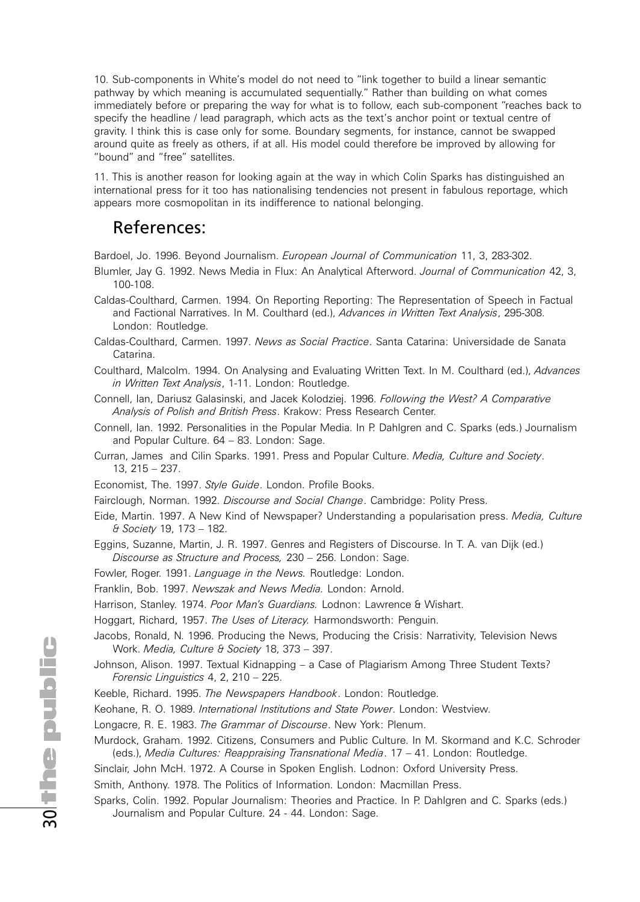10. Sub-components in White's model do not need to "link together to build a linear semantic pathway by which meaning is accumulated sequentially." Rather than building on what comes immediately before or preparing the way for what is to follow, each sub-component "reaches back to specify the headline / lead paragraph, which acts as the text's anchor point or textual centre of gravity. I think this is case only for some. Boundary segments, for instance, cannot be swapped around quite as freely as others, if at all. His model could therefore be improved by allowing for "bound" and "free" satellites.

11. This is another reason for looking again at the way in which Colin Sparks has distinguished an international press for it too has nationalising tendencies not present in fabulous reportage, which appears more cosmopolitan in its indifference to national belonging.

## References:

Bardoel, Jo. 1996. Beyond Journalism. *European Journal of Communication* 11, 3, 283-302.

Blumler, Jay G. 1992. News Media in Flux: An Analytical Afterword. *Journal of Communication* 42, 3, 100-108.

Caldas-Coulthard, Carmen. 1994. On Reporting Reporting: The Representation of Speech in Factual and Factional Narratives. In M. Coulthard (ed.), *Advances in Written Text Analysis*, 295-308. London: Routledge.

Caldas-Coulthard, Carmen. 1997. *News as Social Practice*. Santa Catarina: Universidade de Sanata Catarina.

Coulthard, Malcolm. 1994. On Analysing and Evaluating Written Text. In M. Coulthard (ed.), *Advances in Written Text Analysis*, 1-11. London: Routledge.

Connell, Ian, Dariusz Galasinski, and Jacek Kolodziej. 1996. *Following the West? A Comparative Analysis of Polish and British Press*. Krakow: Press Research Center.

Connell, Ian. 1992. Personalities in the Popular Media. In P. Dahlgren and C. Sparks (eds.) Journalism and Popular Culture. 64 – 83. London: Sage.

Curran, James and Cilin Sparks. 1991. Press and Popular Culture. *Media, Culture and Society*. 13, 215 – 237.

Economist, The. 1997. *Style Guide*. London. Profile Books.

Fairclough, Norman. 1992. *Discourse and Social Change*. Cambridge: Polity Press.

Eide, Martin. 1997. A New Kind of Newspaper? Understanding a popularisation press. *Media, Culture & Society* 19, 173 – 182.

Eggins, Suzanne, Martin, J. R. 1997. Genres and Registers of Discourse. In T. A. van Dijk (ed.) *Discourse as Structure and Process,* 230 – 256. London: Sage.

Fowler, Roger. 1991. *Language in the News.* Routledge: London.

Franklin, Bob. 1997. *Newszak and News Media.* London: Arnold.

Harrison, Stanley. 1974. *Poor Man's Guardians.* Lodnon: Lawrence & Wishart.

Hoggart, Richard, 1957. *The Uses of Literacy.* Harmondsworth: Penguin.

Jacobs, Ronald, N. 1996. Producing the News, Producing the Crisis: Narrativity, Television News Work. *Media, Culture & Society* 18, 373 – 397.

Johnson, Alison. 1997. Textual Kidnapping – a Case of Plagiarism Among Three Student Texts? *Forensic Linguistics* 4, 2, 210 – 225.

Keeble, Richard. 1995. *The Newspapers Handbook*. London: Routledge.

Keohane, R. O. 1989. *International Institutions and State Power*. London: Westview.

Longacre, R. E. 1983. *The Grammar of Discourse*. New York: Plenum.

Murdock, Graham. 1992. Citizens, Consumers and Public Culture. In M. Skormand and K.C. Schroder (eds.), *Media Cultures: Reappraising Transnational Media*. 17 – 41. London: Routledge.

Sinclair, John McH. 1972. A Course in Spoken English. Lodnon: Oxford University Press.

Smith, Anthony. 1978. The Politics of Information. London: Macmillan Press.

Sparks, Colin. 1992. Popular Journalism: Theories and Practice. In P. Dahlgren and C. Sparks (eds.) Journalism and Popular Culture. 24 - 44. London: Sage.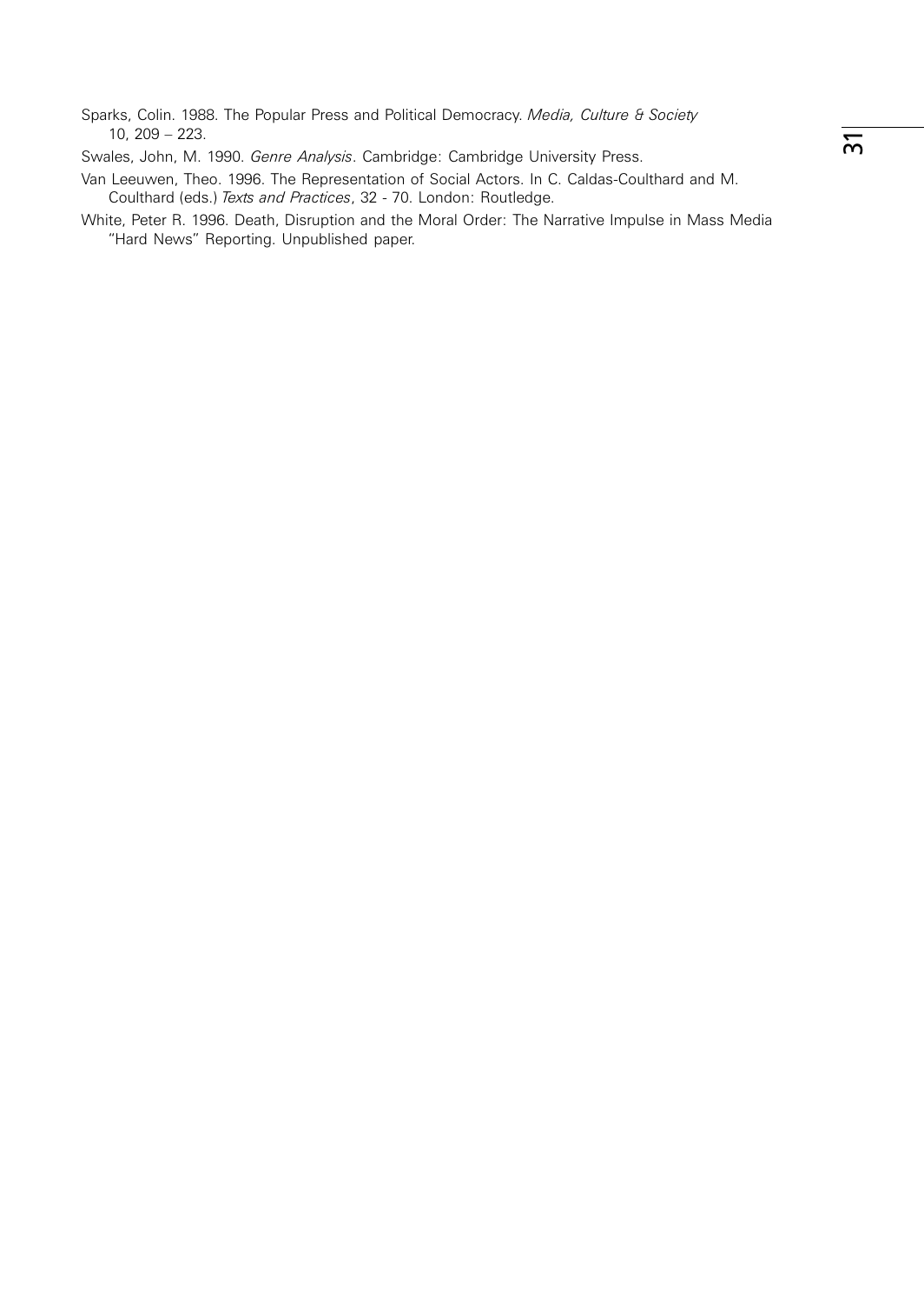Sparks, Colin. 1988. The Popular Press and Political Democracy. *Media, Culture & Society* 10, 209 – 223.

Swales, John, M. 1990. *Genre Analysis*. Cambridge: Cambridge University Press.

Van Leeuwen, Theo. 1996. The Representation of Social Actors. In C. Caldas-Coulthard and M. Coulthard (eds.) *Texts and Practices*, 32 - 70. London: Routledge.

White, Peter R. 1996. Death, Disruption and the Moral Order: The Narrative Impulse in Mass Media "Hard News" Reporting. Unpublished paper.